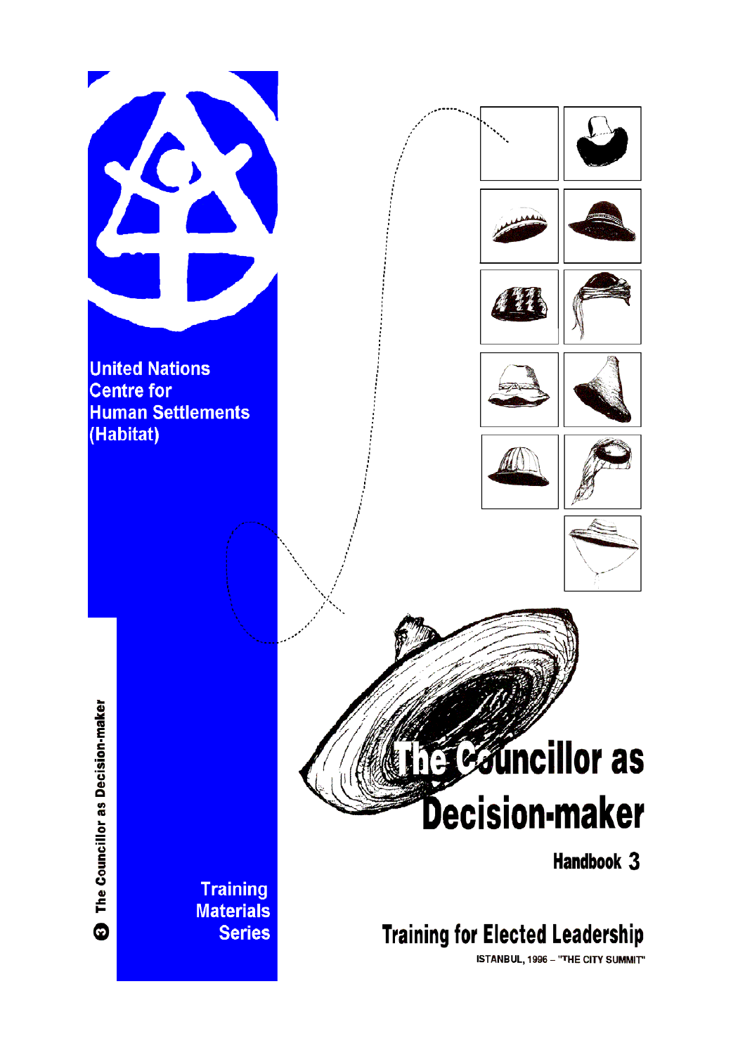United Nations
Centre for
Human Settlements
(Habitat)

# The Councillor as Decision-maker

## Handbook 3

Training Materials Series

3 The Councillor as Decision-maker

**Training for Elected Leadership**

ISTANBUL, 1996 – "THE CITY SUMMIT"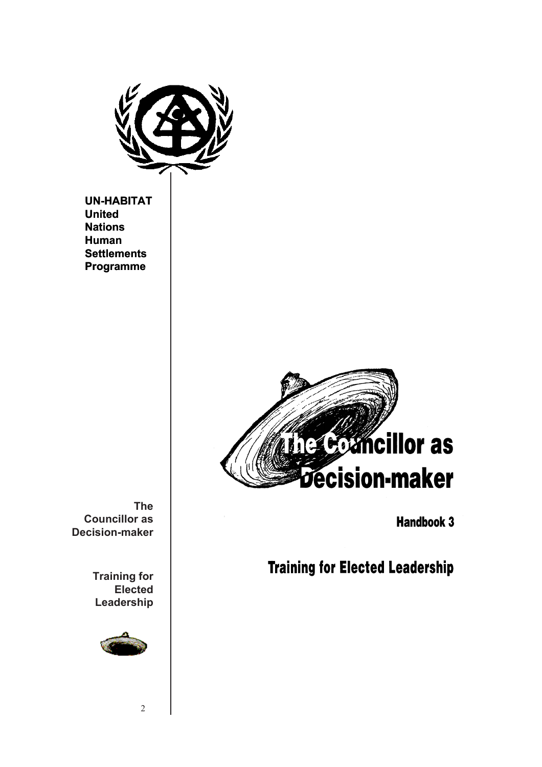**UN-HABITAT**
**United Nations Human Settlements Programme**

# The Councillor as Decision-maker

## Handbook 3

## Training for Elected Leadership

**The Councillor as Decision-maker**

**Training for Elected Leadership**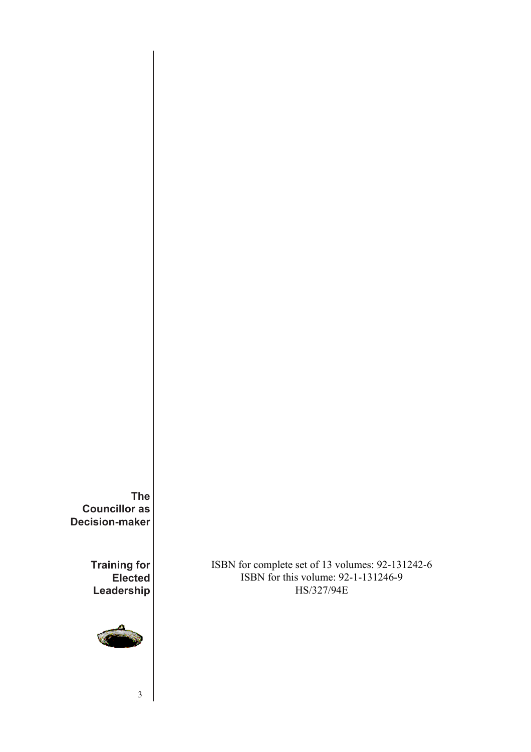ISBN for complete set of 13 volumes: 92-131242-6
ISBN for this volume: 92-1-131246-9
HS/327/94E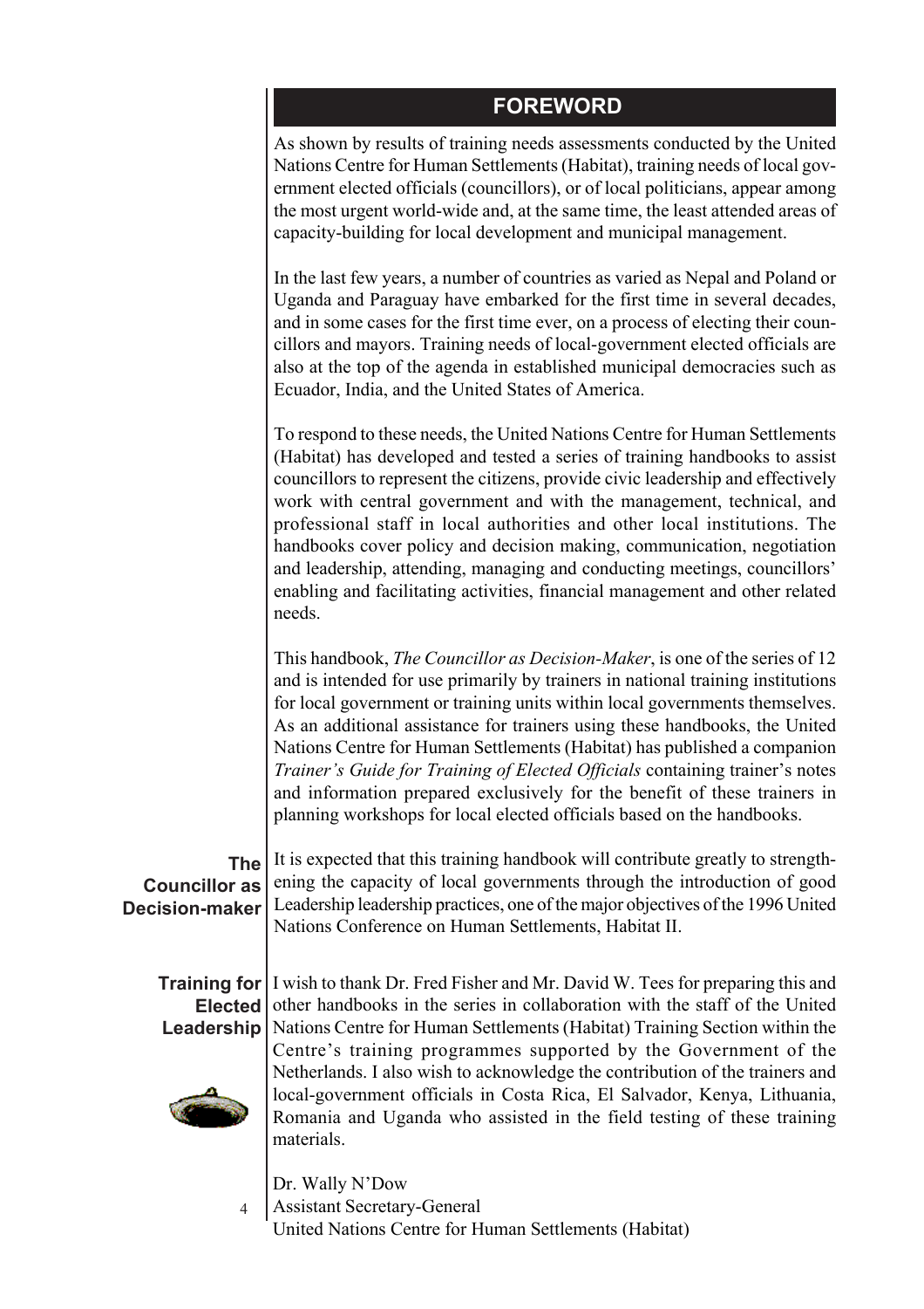## FOREWORD

As shown by results of training needs assessments conducted by the United Nations Centre for Human Settlements (Habitat), training needs of local government elected officials (councillors), or of local politicians, appear among the most urgent world-wide and, at the same time, the least attended areas of capacity-building for local development and municipal management.

In the last few years, a number of countries as varied as Nepal and Poland or Uganda and Paraguay have embarked for the first time in several decades, and in some cases for the first time ever, on a process of electing their councillors and mayors. Training needs of local-government elected officials are also at the top of the agenda in established municipal democracies such as Ecuador, India, and the United States of America.

To respond to these needs, the United Nations Centre for Human Settlements (Habitat) has developed and tested a series of training handbooks to assist councillors to represent the citizens, provide civic leadership and effectively work with central government and with the management, technical, and professional staff in local authorities and other local institutions. The handbooks cover policy and decision making, communication, negotiation and leadership, attending, managing and conducting meetings, councillors' enabling and facilitating activities, financial management and other related needs.

This handbook, *The Councillor as Decision-Maker*, is one of the series of 12 and is intended for use primarily by trainers in national training institutions for local government or training units within local governments themselves. As an additional assistance for trainers using these handbooks, the United Nations Centre for Human Settlements (Habitat) has published a companion *Trainer's Guide for Training of Elected Officials* containing trainer's notes and information prepared exclusively for the benefit of these trainers in planning workshops for local elected officials based on the handbooks.

It is expected that this training handbook will contribute greatly to strengthening the capacity of local governments through the introduction of good Leadership leadership practices, one of the major objectives of the 1996 United Nations Conference on Human Settlements, Habitat II.

I wish to thank Dr. Fred Fisher and Mr. David W. Tees for preparing this and other handbooks in the series in collaboration with the staff of the United Nations Centre for Human Settlements (Habitat) Training Section within the Centre's training programmes supported by the Government of the Netherlands. I also wish to acknowledge the contribution of the trainers and local-government officials in Costa Rica, El Salvador, Kenya, Lithuania, Romania and Uganda who assisted in the field testing of these training materials.

Dr. Wally N'Dow
Assistant Secretary-General
United Nations Centre for Human Settlements (Habitat)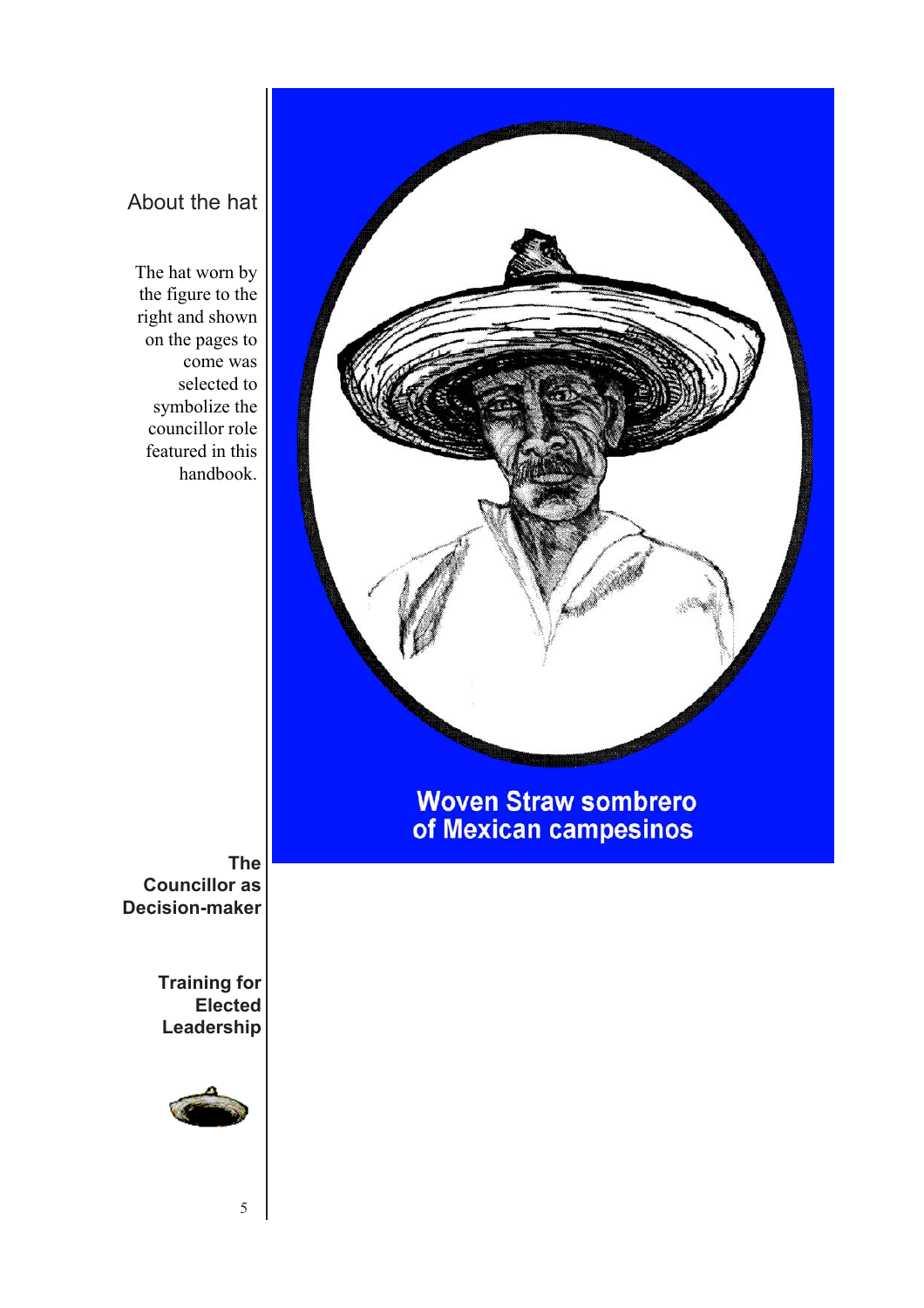## About the hat

The hat worn by the figure to the right and shown on the pages to come was selected to symbolize the councillor role featured in this handbook.

Woven Straw sombrero of Mexican campesinos

**The Councillor as Decision-maker**

**Training for Elected Leadership**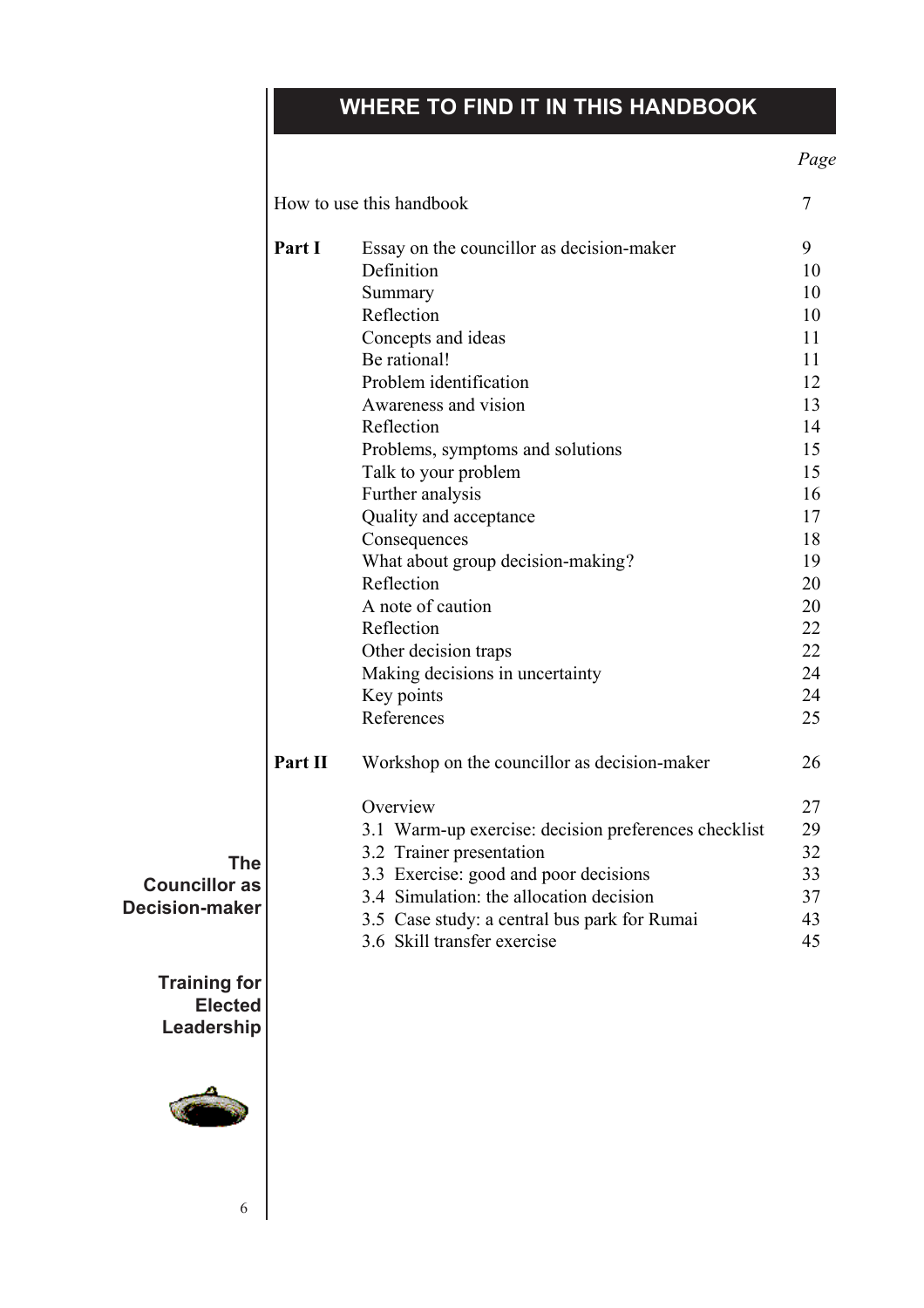# WHERE TO FIND IT IN THIS HANDBOOK

| | | *Page* |
|---|---|---|
| How to use this handbook | | 7 |
| **Part I** | Essay on the councillor as decision-maker | 9 |
| | Definition | 10 |
| | Summary | 10 |
| | Reflection | 10 |
| | Concepts and ideas | 11 |
| | Be rational! | 11 |
| | Problem identification | 12 |
| | Awareness and vision | 13 |
| | Reflection | 14 |
| | Problems, symptoms and solutions | 15 |
| | Talk to your problem | 15 |
| | Further analysis | 16 |
| | Quality and acceptance | 17 |
| | Consequences | 18 |
| | What about group decision-making? | 19 |
| | Reflection | 20 |
| | A note of caution | 20 |
| | Reflection | 22 |
| | Other decision traps | 22 |
| | Making decisions in uncertainty | 24 |
| | Key points | 24 |
| | References | 25 |
| **Part II** | Workshop on the councillor as decision-maker | 26 |
| | Overview | 27 |
| | 3.1 Warm-up exercise: decision preferences checklist | 29 |
| | 3.2 Trainer presentation | 32 |
| | 3.3 Exercise: good and poor decisions | 33 |
| | 3.4 Simulation: the allocation decision | 37 |
| | 3.5 Case study: a central bus park for Rumai | 43 |
| | 3.6 Skill transfer exercise | 45 |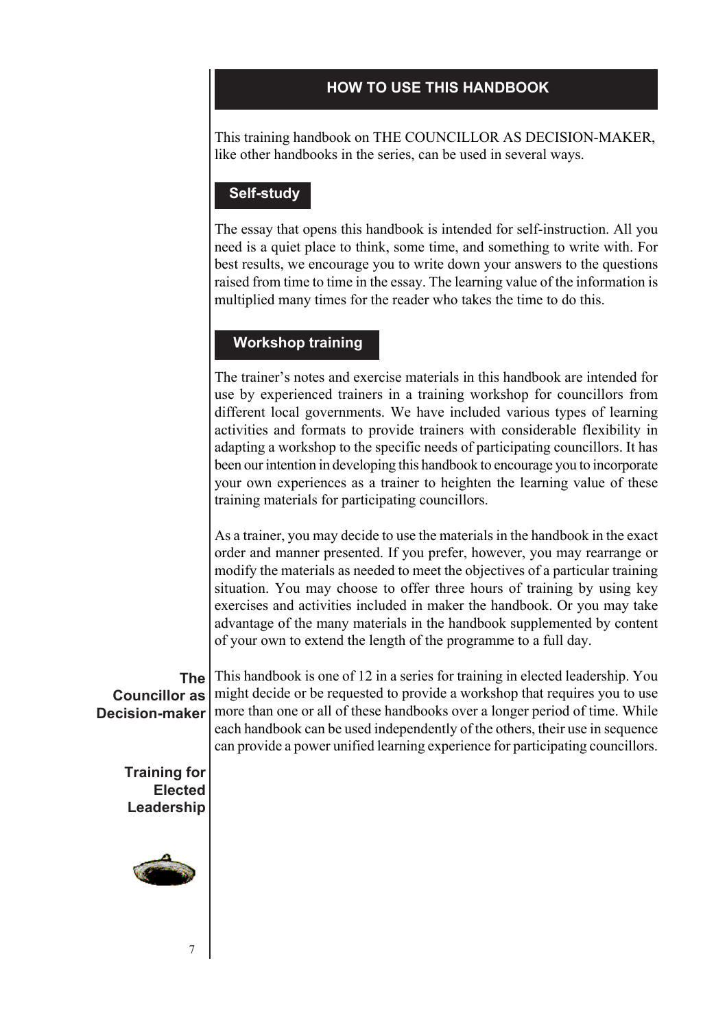## HOW TO USE THIS HANDBOOK

This training handbook on THE COUNCILLOR AS DECISION-MAKER, like other handbooks in the series, can be used in several ways.

### Self-study

The essay that opens this handbook is intended for self-instruction. All you need is a quiet place to think, some time, and something to write with. For best results, we encourage you to write down your answers to the questions raised from time to time in the essay. The learning value of the information is multiplied many times for the reader who takes the time to do this.

### Workshop training

The trainer's notes and exercise materials in this handbook are intended for use by experienced trainers in a training workshop for councillors from different local governments. We have included various types of learning activities and formats to provide trainers with considerable flexibility in adapting a workshop to the specific needs of participating councillors. It has been our intention in developing this handbook to encourage you to incorporate your own experiences as a trainer to heighten the learning value of these training materials for participating councillors.

As a trainer, you may decide to use the materials in the handbook in the exact order and manner presented. If you prefer, however, you may rearrange or modify the materials as needed to meet the objectives of a particular training situation. You may choose to offer three hours of training by using key exercises and activities included in maker the handbook. Or you may take advantage of the many materials in the handbook supplemented by content of your own to extend the length of the programme to a full day.

This handbook is one of 12 in a series for training in elected leadership. You might decide or be requested to provide a workshop that requires you to use more than one or all of these handbooks over a longer period of time. While each handbook can be used independently of the others, their use in sequence can provide a power unified learning experience for participating councillors.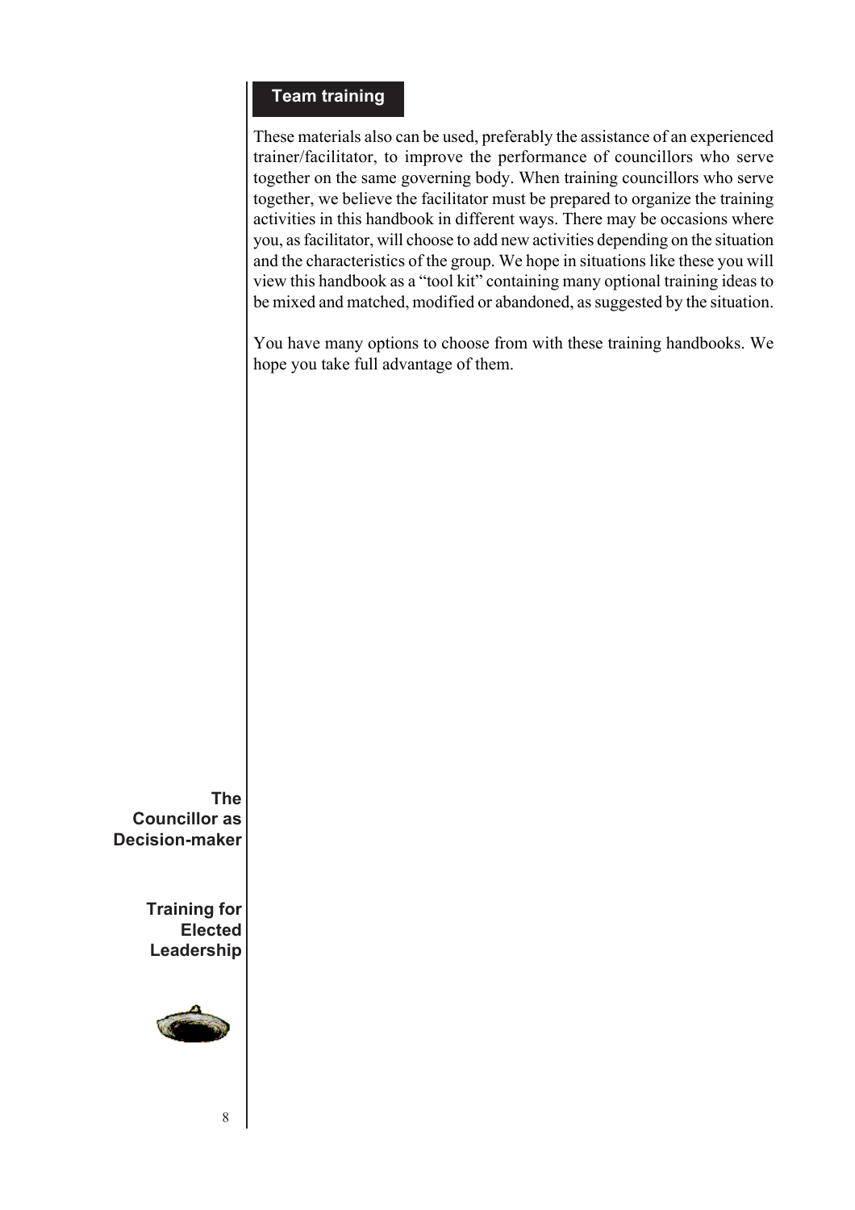## Team training

These materials also can be used, preferably the assistance of an experienced trainer/facilitator, to improve the performance of councillors who serve together on the same governing body. When training councillors who serve together, we believe the facilitator must be prepared to organize the training activities in this handbook in different ways. There may be occasions where you, as facilitator, will choose to add new activities depending on the situation and the characteristics of the group. We hope in situations like these you will view this handbook as a "tool kit" containing many optional training ideas to be mixed and matched, modified or abandoned, as suggested by the situation.

You have many options to choose from with these training handbooks. We hope you take full advantage of them.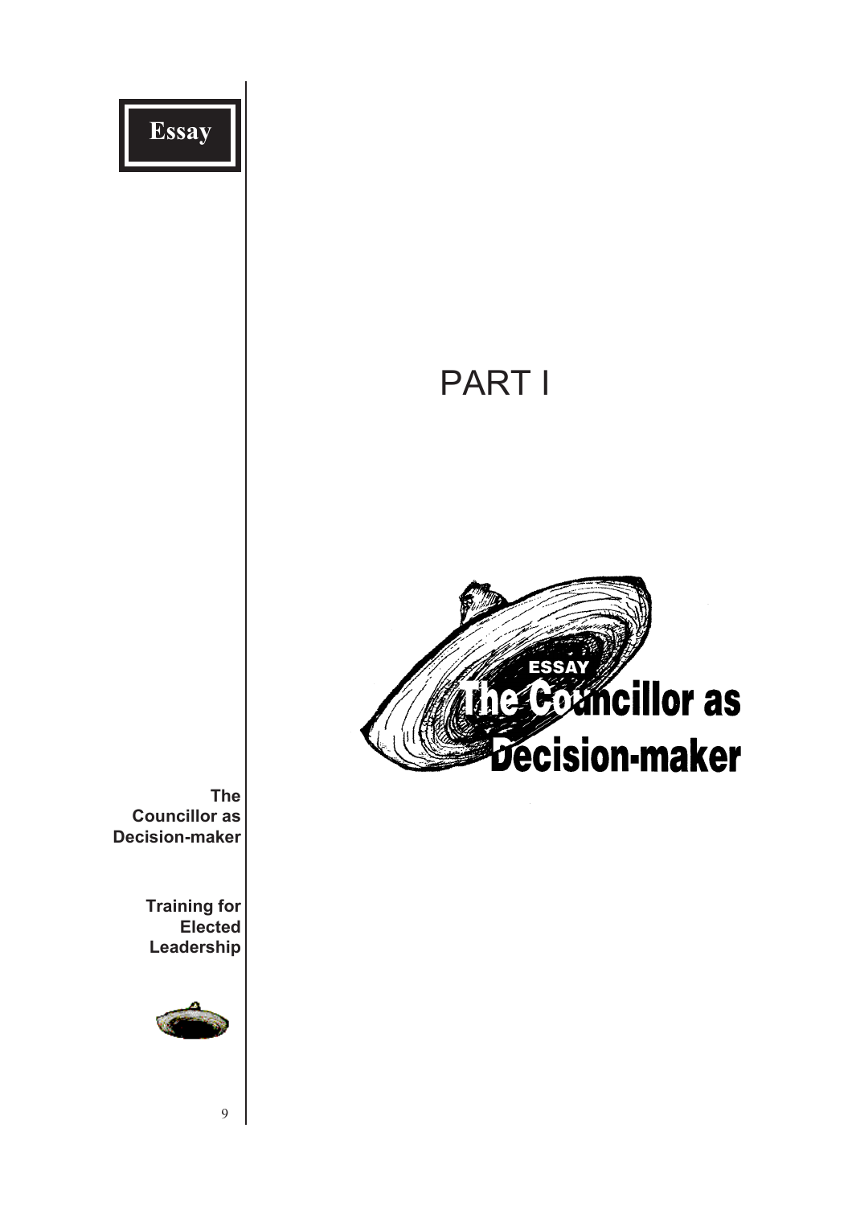# PART I

## ESSAY

# The Councillor as Decision-maker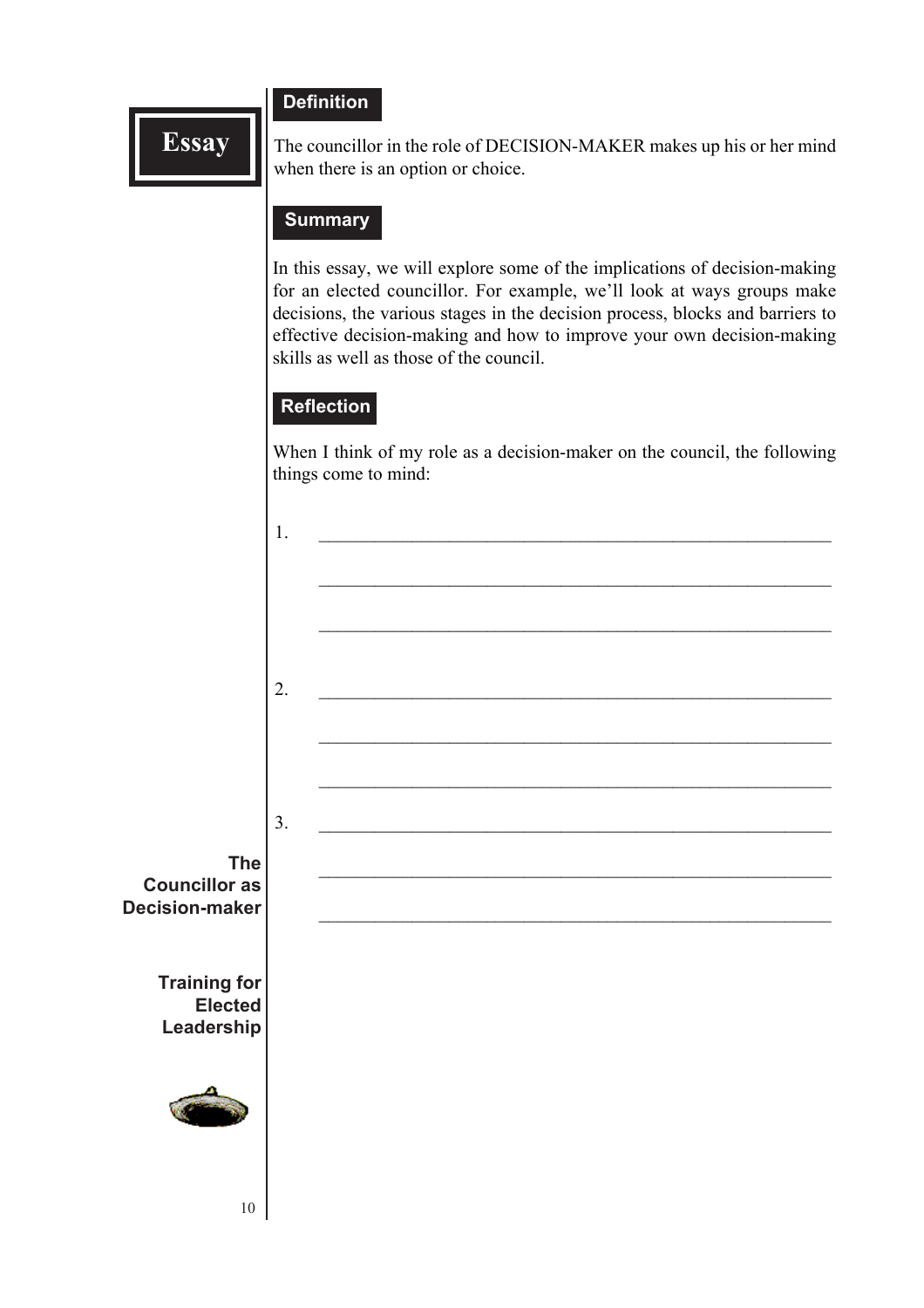# Essay

## Definition

The councillor in the role of DECISION-MAKER makes up his or her mind when there is an option or choice.

## Summary

In this essay, we will explore some of the implications of decision-making for an elected councillor. For example, we'll look at ways groups make decisions, the various stages in the decision process, blocks and barriers to effective decision-making and how to improve your own decision-making skills as well as those of the council.

## Reflection

When I think of my role as a decision-maker on the council, the following things come to mind:

1. ________________________________________________

   ________________________________________________

   ________________________________________________

2. ________________________________________________

   ________________________________________________

   ________________________________________________

3. ________________________________________________

   ________________________________________________

   ________________________________________________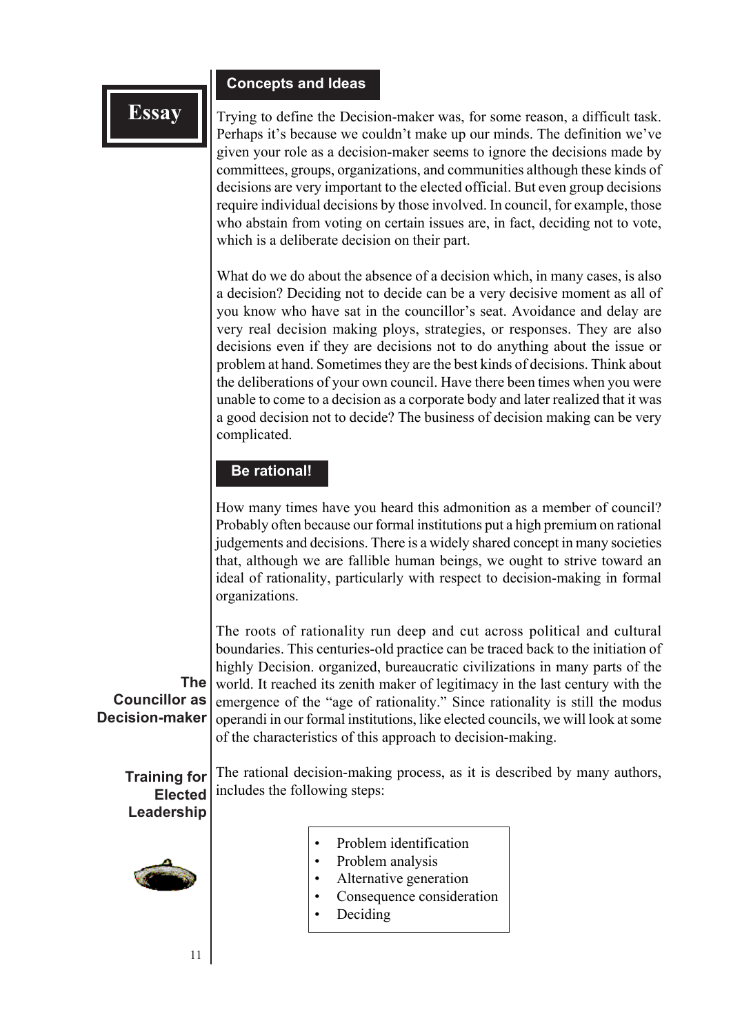# Essay

## Concepts and Ideas

Trying to define the Decision-maker was, for some reason, a difficult task. Perhaps it's because we couldn't make up our minds. The definition we've given your role as a decision-maker seems to ignore the decisions made by committees, groups, organizations, and communities although these kinds of decisions are very important to the elected official. But even group decisions require individual decisions by those involved. In council, for example, those who abstain from voting on certain issues are, in fact, deciding not to vote, which is a deliberate decision on their part.

What do we do about the absence of a decision which, in many cases, is also a decision? Deciding not to decide can be a very decisive moment as all of you know who have sat in the councillor's seat. Avoidance and delay are very real decision making ploys, strategies, or responses. They are also decisions even if they are decisions not to do anything about the issue or problem at hand. Sometimes they are the best kinds of decisions. Think about the deliberations of your own council. Have there been times when you were unable to come to a decision as a corporate body and later realized that it was a good decision not to decide? The business of decision making can be very complicated.

## Be rational!

How many times have you heard this admonition as a member of council? Probably often because our formal institutions put a high premium on rational judgements and decisions. There is a widely shared concept in many societies that, although we are fallible human beings, we ought to strive toward an ideal of rationality, particularly with respect to decision-making in formal organizations.

The roots of rationality run deep and cut across political and cultural boundaries. This centuries-old practice can be traced back to the initiation of highly Decision. organized, bureaucratic civilizations in many parts of the world. It reached its zenith maker of legitimacy in the last century with the emergence of the "age of rationality." Since rationality is still the modus operandi in our formal institutions, like elected councils, we will look at some of the characteristics of this approach to decision-making.

The rational decision-making process, as it is described by many authors, includes the following steps:

- Problem identification
- Problem analysis
- Alternative generation
- Consequence consideration
- Deciding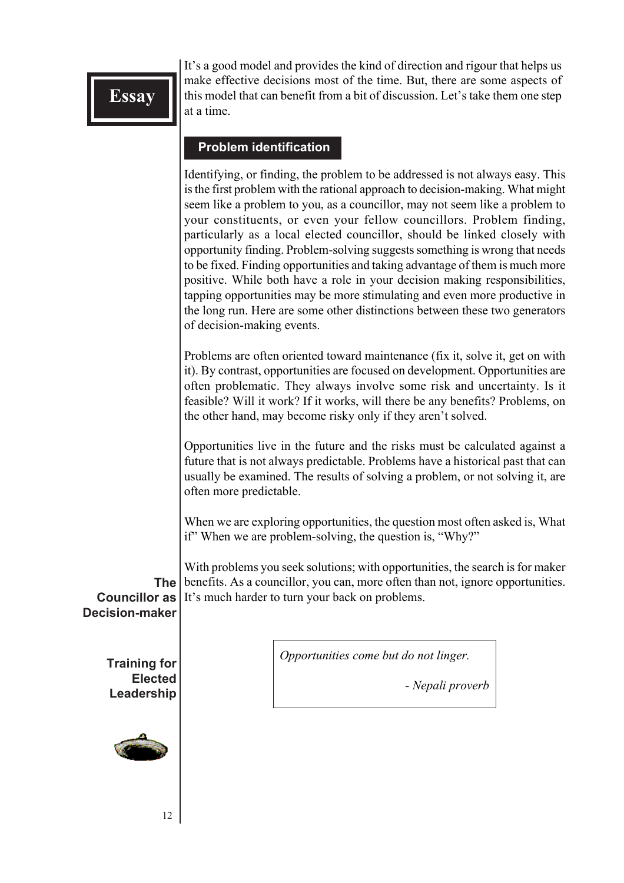It's a good model and provides the kind of direction and rigour that helps us make effective decisions most of the time. But, there are some aspects of this model that can benefit from a bit of discussion. Let's take them one step at a time.

## Problem identification

Identifying, or finding, the problem to be addressed is not always easy. This is the first problem with the rational approach to decision-making. What might seem like a problem to you, as a councillor, may not seem like a problem to your constituents, or even your fellow councillors. Problem finding, particularly as a local elected councillor, should be linked closely with opportunity finding. Problem-solving suggests something is wrong that needs to be fixed. Finding opportunities and taking advantage of them is much more positive. While both have a role in your decision making responsibilities, tapping opportunities may be more stimulating and even more productive in the long run. Here are some other distinctions between these two generators of decision-making events.

Problems are often oriented toward maintenance (fix it, solve it, get on with it). By contrast, opportunities are focused on development. Opportunities are often problematic. They always involve some risk and uncertainty. Is it feasible? Will it work? If it works, will there be any benefits? Problems, on the other hand, may become risky only if they aren't solved.

Opportunities live in the future and the risks must be calculated against a future that is not always predictable. Problems have a historical past that can usually be examined. The results of solving a problem, or not solving it, are often more predictable.

When we are exploring opportunities, the question most often asked is, What if" When we are problem-solving, the question is, "Why?"

With problems you seek solutions; with opportunities, the search is for maker benefits. As a councillor, you can, more often than not, ignore opportunities. It's much harder to turn your back on problems.

> *Opportunities come but do not linger.*
>
> *- Nepali proverb*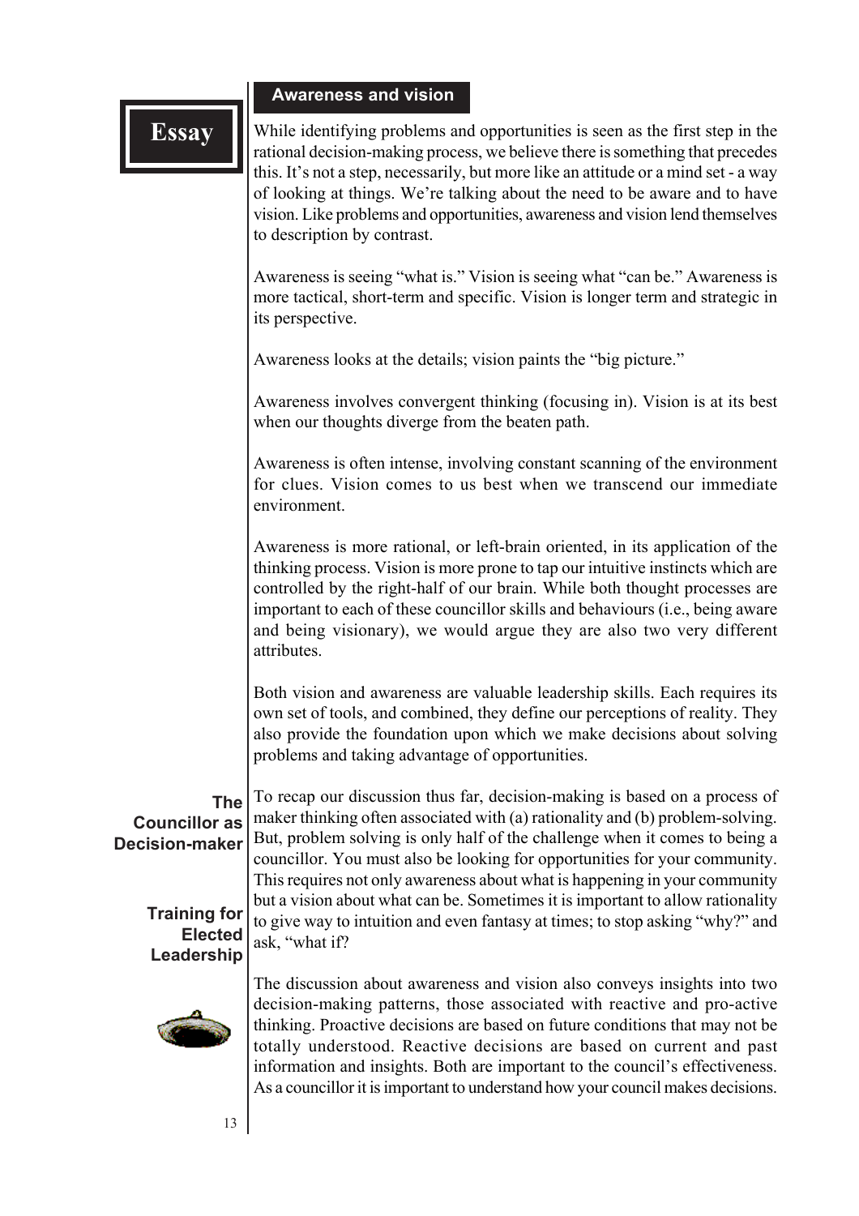## Awareness and vision

While identifying problems and opportunities is seen as the first step in the rational decision-making process, we believe there is something that precedes this. It's not a step, necessarily, but more like an attitude or a mind set - a way of looking at things. We're talking about the need to be aware and to have vision. Like problems and opportunities, awareness and vision lend themselves to description by contrast.

Awareness is seeing "what is." Vision is seeing what "can be." Awareness is more tactical, short-term and specific. Vision is longer term and strategic in its perspective.

Awareness looks at the details; vision paints the "big picture."

Awareness involves convergent thinking (focusing in). Vision is at its best when our thoughts diverge from the beaten path.

Awareness is often intense, involving constant scanning of the environment for clues. Vision comes to us best when we transcend our immediate environment.

Awareness is more rational, or left-brain oriented, in its application of the thinking process. Vision is more prone to tap our intuitive instincts which are controlled by the right-half of our brain. While both thought processes are important to each of these councillor skills and behaviours (i.e., being aware and being visionary), we would argue they are also two very different attributes.

Both vision and awareness are valuable leadership skills. Each requires its own set of tools, and combined, they define our perceptions of reality. They also provide the foundation upon which we make decisions about solving problems and taking advantage of opportunities.

To recap our discussion thus far, decision-making is based on a process of maker thinking often associated with (a) rationality and (b) problem-solving. But, problem solving is only half of the challenge when it comes to being a councillor. You must also be looking for opportunities for your community. This requires not only awareness about what is happening in your community but a vision about what can be. Sometimes it is important to allow rationality to give way to intuition and even fantasy at times; to stop asking "why?" and ask, "what if?

The discussion about awareness and vision also conveys insights into two decision-making patterns, those associated with reactive and pro-active thinking. Proactive decisions are based on future conditions that may not be totally understood. Reactive decisions are based on current and past information and insights. Both are important to the council's effectiveness. As a councillor it is important to understand how your council makes decisions.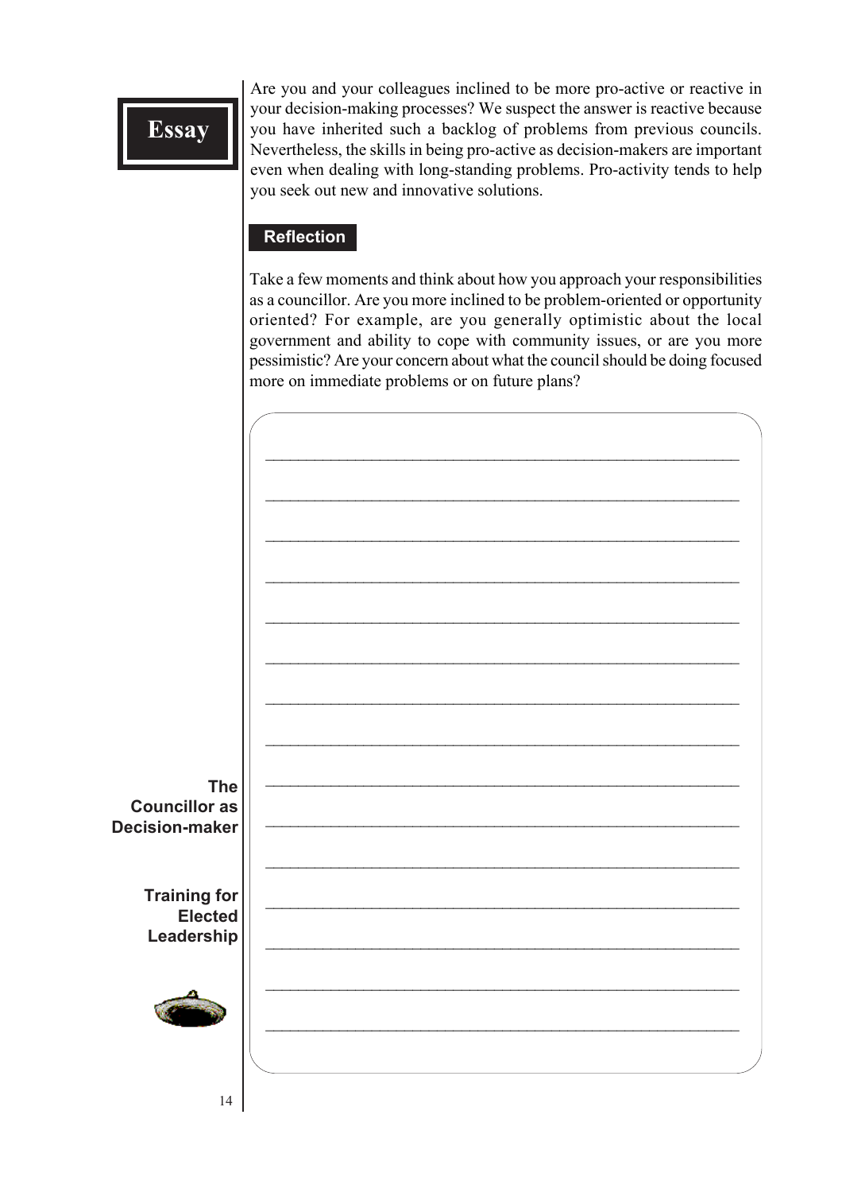## Essay

Are you and your colleagues inclined to be more pro-active or reactive in your decision-making processes? We suspect the answer is reactive because you have inherited such a backlog of problems from previous councils. Nevertheless, the skills in being pro-active as decision-makers are important even when dealing with long-standing problems. Pro-activity tends to help you seek out new and innovative solutions.

### Reflection

Take a few moments and think about how you approach your responsibilities as a councillor. Are you more inclined to be problem-oriented or opportunity oriented? For example, are you generally optimistic about the local government and ability to cope with community issues, or are you more pessimistic? Are your concern about what the council should be doing focused more on immediate problems or on future plans?

\_\_\_\_\_\_\_\_\_\_\_\_\_\_\_\_\_\_\_\_\_\_\_\_\_\_\_\_\_\_\_\_\_\_\_\_\_\_\_\_\_\_\_\_\_\_\_\_\_\_\_\_\_\_\_\_

\_\_\_\_\_\_\_\_\_\_\_\_\_\_\_\_\_\_\_\_\_\_\_\_\_\_\_\_\_\_\_\_\_\_\_\_\_\_\_\_\_\_\_\_\_\_\_\_\_\_\_\_\_\_\_\_

\_\_\_\_\_\_\_\_\_\_\_\_\_\_\_\_\_\_\_\_\_\_\_\_\_\_\_\_\_\_\_\_\_\_\_\_\_\_\_\_\_\_\_\_\_\_\_\_\_\_\_\_\_\_\_\_

\_\_\_\_\_\_\_\_\_\_\_\_\_\_\_\_\_\_\_\_\_\_\_\_\_\_\_\_\_\_\_\_\_\_\_\_\_\_\_\_\_\_\_\_\_\_\_\_\_\_\_\_\_\_\_\_

\_\_\_\_\_\_\_\_\_\_\_\_\_\_\_\_\_\_\_\_\_\_\_\_\_\_\_\_\_\_\_\_\_\_\_\_\_\_\_\_\_\_\_\_\_\_\_\_\_\_\_\_\_\_\_\_

\_\_\_\_\_\_\_\_\_\_\_\_\_\_\_\_\_\_\_\_\_\_\_\_\_\_\_\_\_\_\_\_\_\_\_\_\_\_\_\_\_\_\_\_\_\_\_\_\_\_\_\_\_\_\_\_

\_\_\_\_\_\_\_\_\_\_\_\_\_\_\_\_\_\_\_\_\_\_\_\_\_\_\_\_\_\_\_\_\_\_\_\_\_\_\_\_\_\_\_\_\_\_\_\_\_\_\_\_\_\_\_\_

\_\_\_\_\_\_\_\_\_\_\_\_\_\_\_\_\_\_\_\_\_\_\_\_\_\_\_\_\_\_\_\_\_\_\_\_\_\_\_\_\_\_\_\_\_\_\_\_\_\_\_\_\_\_\_\_

\_\_\_\_\_\_\_\_\_\_\_\_\_\_\_\_\_\_\_\_\_\_\_\_\_\_\_\_\_\_\_\_\_\_\_\_\_\_\_\_\_\_\_\_\_\_\_\_\_\_\_\_\_\_\_\_

\_\_\_\_\_\_\_\_\_\_\_\_\_\_\_\_\_\_\_\_\_\_\_\_\_\_\_\_\_\_\_\_\_\_\_\_\_\_\_\_\_\_\_\_\_\_\_\_\_\_\_\_\_\_\_\_

\_\_\_\_\_\_\_\_\_\_\_\_\_\_\_\_\_\_\_\_\_\_\_\_\_\_\_\_\_\_\_\_\_\_\_\_\_\_\_\_\_\_\_\_\_\_\_\_\_\_\_\_\_\_\_\_

\_\_\_\_\_\_\_\_\_\_\_\_\_\_\_\_\_\_\_\_\_\_\_\_\_\_\_\_\_\_\_\_\_\_\_\_\_\_\_\_\_\_\_\_\_\_\_\_\_\_\_\_\_\_\_\_

\_\_\_\_\_\_\_\_\_\_\_\_\_\_\_\_\_\_\_\_\_\_\_\_\_\_\_\_\_\_\_\_\_\_\_\_\_\_\_\_\_\_\_\_\_\_\_\_\_\_\_\_\_\_\_\_

\_\_\_\_\_\_\_\_\_\_\_\_\_\_\_\_\_\_\_\_\_\_\_\_\_\_\_\_\_\_\_\_\_\_\_\_\_\_\_\_\_\_\_\_\_\_\_\_\_\_\_\_\_\_\_\_

\_\_\_\_\_\_\_\_\_\_\_\_\_\_\_\_\_\_\_\_\_\_\_\_\_\_\_\_\_\_\_\_\_\_\_\_\_\_\_\_\_\_\_\_\_\_\_\_\_\_\_\_\_\_\_\_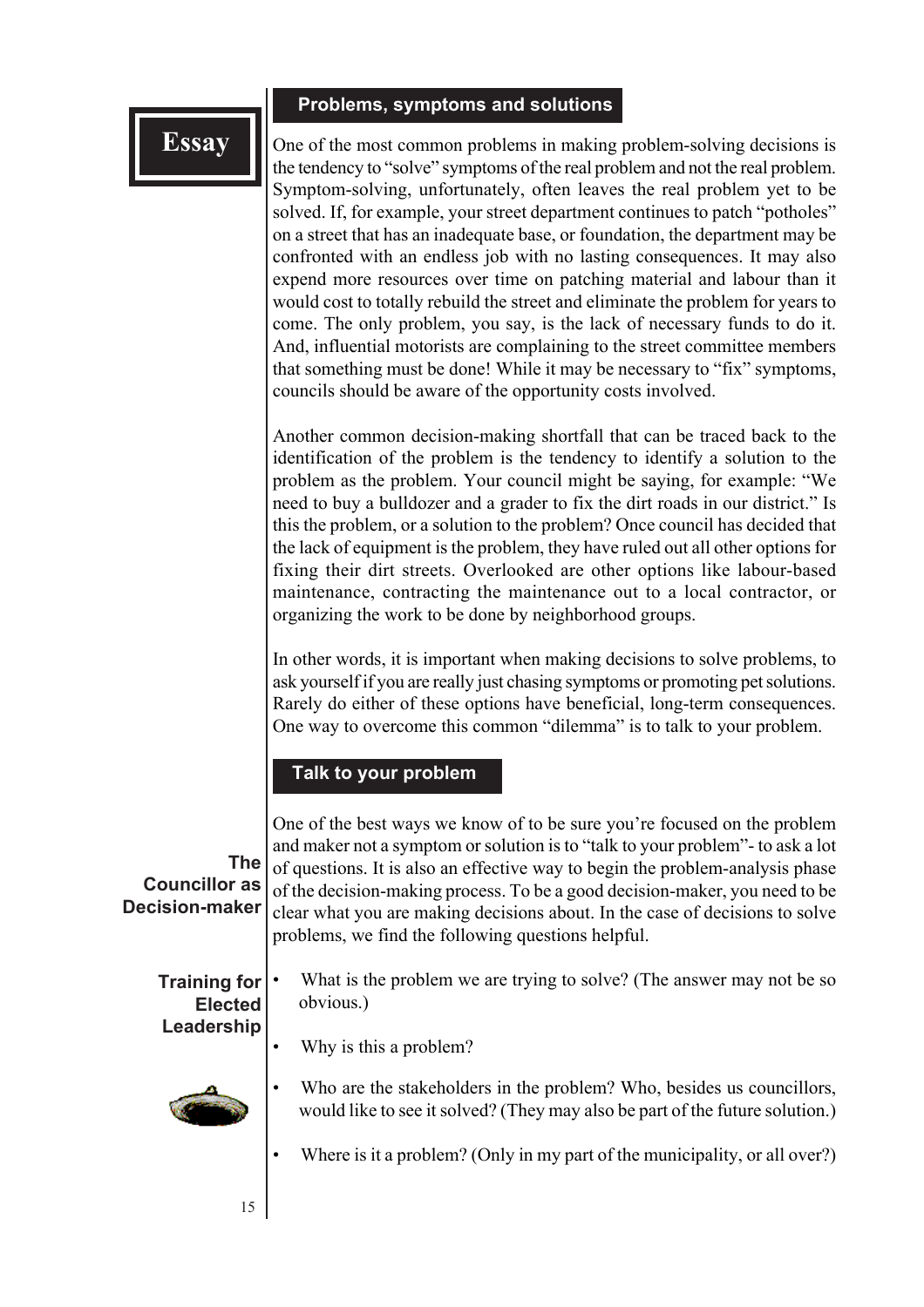## Problems, symptoms and solutions

One of the most common problems in making problem-solving decisions is the tendency to "solve" symptoms of the real problem and not the real problem. Symptom-solving, unfortunately, often leaves the real problem yet to be solved. If, for example, your street department continues to patch "potholes" on a street that has an inadequate base, or foundation, the department may be confronted with an endless job with no lasting consequences. It may also expend more resources over time on patching material and labour than it would cost to totally rebuild the street and eliminate the problem for years to come. The only problem, you say, is the lack of necessary funds to do it. And, influential motorists are complaining to the street committee members that something must be done! While it may be necessary to "fix" symptoms, councils should be aware of the opportunity costs involved.

Another common decision-making shortfall that can be traced back to the identification of the problem is the tendency to identify a solution to the problem as the problem. Your council might be saying, for example: "We need to buy a bulldozer and a grader to fix the dirt roads in our district." Is this the problem, or a solution to the problem? Once council has decided that the lack of equipment is the problem, they have ruled out all other options for fixing their dirt streets. Overlooked are other options like labour-based maintenance, contracting the maintenance out to a local contractor, or organizing the work to be done by neighborhood groups.

In other words, it is important when making decisions to solve problems, to ask yourself if you are really just chasing symptoms or promoting pet solutions. Rarely do either of these options have beneficial, long-term consequences. One way to overcome this common "dilemma" is to talk to your problem.

## Talk to your problem

One of the best ways we know of to be sure you're focused on the problem and maker not a symptom or solution is to "talk to your problem"- to ask a lot of questions. It is also an effective way to begin the problem-analysis phase of the decision-making process. To be a good decision-maker, you need to be clear what you are making decisions about. In the case of decisions to solve problems, we find the following questions helpful.

- What is the problem we are trying to solve? (The answer may not be so obvious.)
- Why is this a problem?
- Who are the stakeholders in the problem? Who, besides us councillors, would like to see it solved? (They may also be part of the future solution.)
- Where is it a problem? (Only in my part of the municipality, or all over?)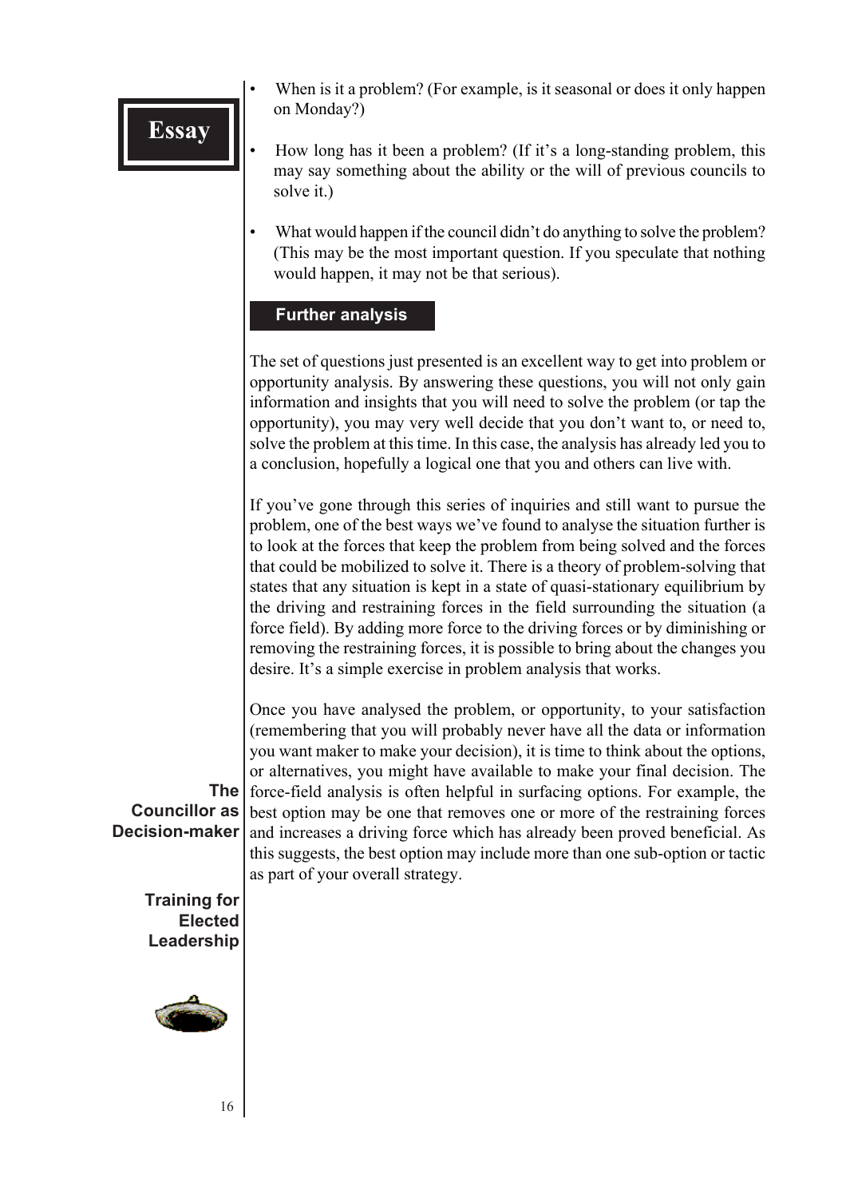- When is it a problem? (For example, is it seasonal or does it only happen on Monday?)
- How long has it been a problem? (If it's a long-standing problem, this may say something about the ability or the will of previous councils to solve it.)
- What would happen if the council didn't do anything to solve the problem? (This may be the most important question. If you speculate that nothing would happen, it may not be that serious).

## Further analysis

The set of questions just presented is an excellent way to get into problem or opportunity analysis. By answering these questions, you will not only gain information and insights that you will need to solve the problem (or tap the opportunity), you may very well decide that you don't want to, or need to, solve the problem at this time. In this case, the analysis has already led you to a conclusion, hopefully a logical one that you and others can live with.

If you've gone through this series of inquiries and still want to pursue the problem, one of the best ways we've found to analyse the situation further is to look at the forces that keep the problem from being solved and the forces that could be mobilized to solve it. There is a theory of problem-solving that states that any situation is kept in a state of quasi-stationary equilibrium by the driving and restraining forces in the field surrounding the situation (a force field). By adding more force to the driving forces or by diminishing or removing the restraining forces, it is possible to bring about the changes you desire. It's a simple exercise in problem analysis that works.

Once you have analysed the problem, or opportunity, to your satisfaction (remembering that you will probably never have all the data or information you want maker to make your decision), it is time to think about the options, or alternatives, you might have available to make your final decision. The force-field analysis is often helpful in surfacing options. For example, the best option may be one that removes one or more of the restraining forces and increases a driving force which has already been proved beneficial. As this suggests, the best option may include more than one sub-option or tactic as part of your overall strategy.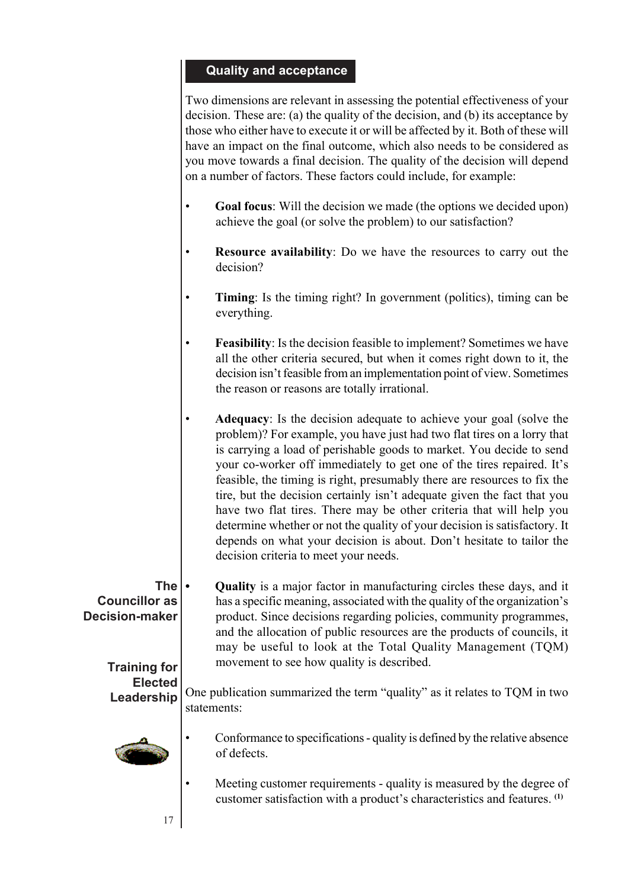## Quality and acceptance

Two dimensions are relevant in assessing the potential effectiveness of your decision. These are: (a) the quality of the decision, and (b) its acceptance by those who either have to execute it or will be affected by it. Both of these will have an impact on the final outcome, which also needs to be considered as you move towards a final decision. The quality of the decision will depend on a number of factors. These factors could include, for example:

- **Goal focus**: Will the decision we made (the options we decided upon) achieve the goal (or solve the problem) to our satisfaction?
- **Resource availability**: Do we have the resources to carry out the decision?
- **Timing**: Is the timing right? In government (politics), timing can be everything.
- **Feasibility**: Is the decision feasible to implement? Sometimes we have all the other criteria secured, but when it comes right down to it, the decision isn't feasible from an implementation point of view. Sometimes the reason or reasons are totally irrational.
- **Adequacy**: Is the decision adequate to achieve your goal (solve the problem)? For example, you have just had two flat tires on a lorry that is carrying a load of perishable goods to market. You decide to send your co-worker off immediately to get one of the tires repaired. It's feasible, the timing is right, presumably there are resources to fix the tire, but the decision certainly isn't adequate given the fact that you have two flat tires. There may be other criteria that will help you determine whether or not the quality of your decision is satisfactory. It depends on what your decision is about. Don't hesitate to tailor the decision criteria to meet your needs.
- **Quality** is a major factor in manufacturing circles these days, and it has a specific meaning, associated with the quality of the organization's product. Since decisions regarding policies, community programmes, and the allocation of public resources are the products of councils, it may be useful to look at the Total Quality Management (TQM) movement to see how quality is described.

One publication summarized the term "quality" as it relates to TQM in two statements:

- Conformance to specifications - quality is defined by the relative absence of defects.
- Meeting customer requirements - quality is measured by the degree of customer satisfaction with a product's characteristics and features. [1]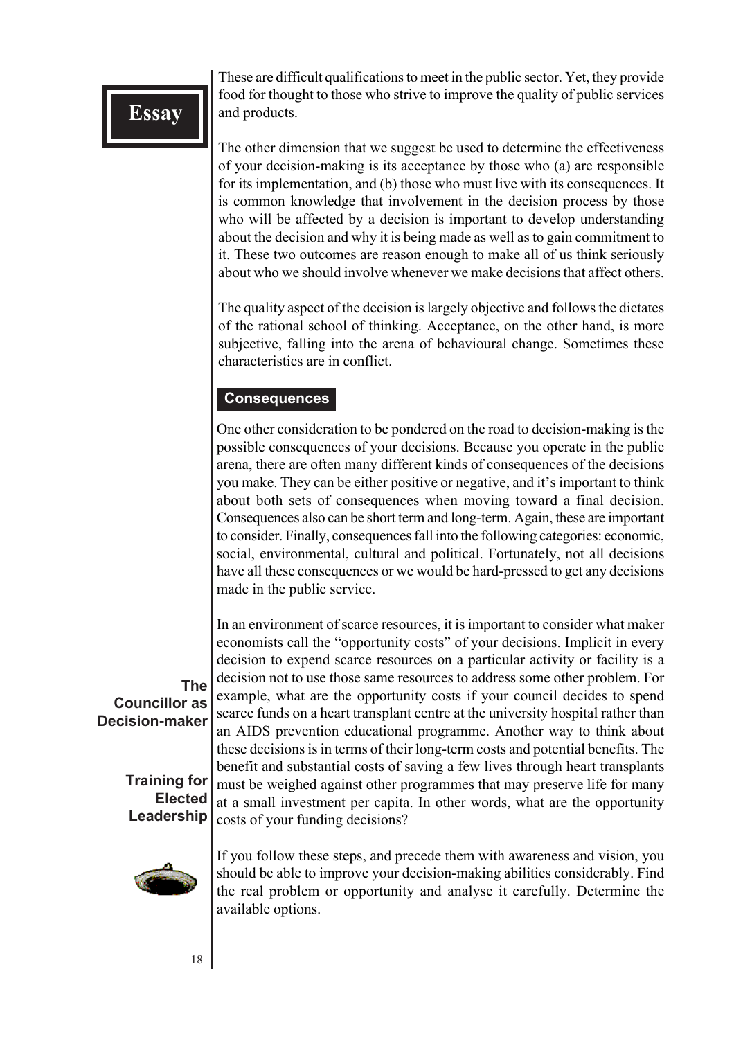These are difficult qualifications to meet in the public sector. Yet, they provide food for thought to those who strive to improve the quality of public services and products.

The other dimension that we suggest be used to determine the effectiveness of your decision-making is its acceptance by those who (a) are responsible for its implementation, and (b) those who must live with its consequences. It is common knowledge that involvement in the decision process by those who will be affected by a decision is important to develop understanding about the decision and why it is being made as well as to gain commitment to it. These two outcomes are reason enough to make all of us think seriously about who we should involve whenever we make decisions that affect others.

The quality aspect of the decision is largely objective and follows the dictates of the rational school of thinking. Acceptance, on the other hand, is more subjective, falling into the arena of behavioural change. Sometimes these characteristics are in conflict.

## Consequences

One other consideration to be pondered on the road to decision-making is the possible consequences of your decisions. Because you operate in the public arena, there are often many different kinds of consequences of the decisions you make. They can be either positive or negative, and it's important to think about both sets of consequences when moving toward a final decision. Consequences also can be short term and long-term. Again, these are important to consider. Finally, consequences fall into the following categories: economic, social, environmental, cultural and political. Fortunately, not all decisions have all these consequences or we would be hard-pressed to get any decisions made in the public service.

In an environment of scarce resources, it is important to consider what maker economists call the "opportunity costs" of your decisions. Implicit in every decision to expend scarce resources on a particular activity or facility is a decision not to use those same resources to address some other problem. For example, what are the opportunity costs if your council decides to spend scarce funds on a heart transplant centre at the university hospital rather than an AIDS prevention educational programme. Another way to think about these decisions is in terms of their long-term costs and potential benefits. The benefit and substantial costs of saving a few lives through heart transplants must be weighed against other programmes that may preserve life for many at a small investment per capita. In other words, what are the opportunity costs of your funding decisions?

If you follow these steps, and precede them with awareness and vision, you should be able to improve your decision-making abilities considerably. Find the real problem or opportunity and analyse it carefully. Determine the available options.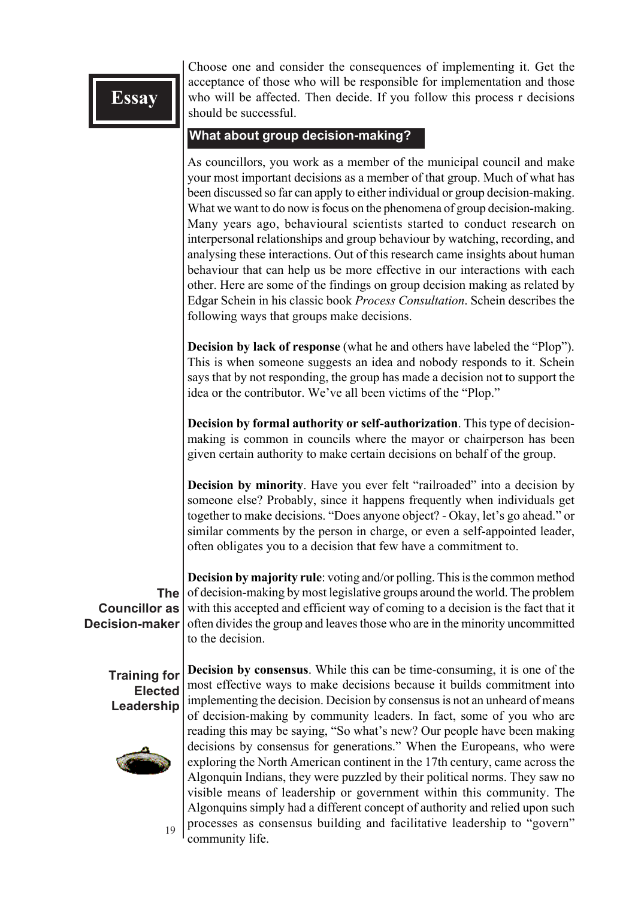Choose one and consider the consequences of implementing it. Get the acceptance of those who will be responsible for implementation and those who will be affected. Then decide. If you follow this process r decisions should be successful.

## What about group decision-making?

As councillors, you work as a member of the municipal council and make your most important decisions as a member of that group. Much of what has been discussed so far can apply to either individual or group decision-making. What we want to do now is focus on the phenomena of group decision-making. Many years ago, behavioural scientists started to conduct research on interpersonal relationships and group behaviour by watching, recording, and analysing these interactions. Out of this research came insights about human behaviour that can help us be more effective in our interactions with each other. Here are some of the findings on group decision making as related by Edgar Schein in his classic book *Process Consultation*. Schein describes the following ways that groups make decisions.

**Decision by lack of response** (what he and others have labeled the "Plop"). This is when someone suggests an idea and nobody responds to it. Schein says that by not responding, the group has made a decision not to support the idea or the contributor. We've all been victims of the "Plop."

**Decision by formal authority or self-authorization**. This type of decision-making is common in councils where the mayor or chairperson has been given certain authority to make certain decisions on behalf of the group.

**Decision by minority**. Have you ever felt "railroaded" into a decision by someone else? Probably, since it happens frequently when individuals get together to make decisions. "Does anyone object? - Okay, let's go ahead." or similar comments by the person in charge, or even a self-appointed leader, often obligates you to a decision that few have a commitment to.

**Decision by majority rule**: voting and/or polling. This is the common method of decision-making by most legislative groups around the world. The problem with this accepted and efficient way of coming to a decision is the fact that it often divides the group and leaves those who are in the minority uncommitted to the decision.

**Decision by consensus**. While this can be time-consuming, it is one of the most effective ways to make decisions because it builds commitment into implementing the decision. Decision by consensus is not an unheard of means of decision-making by community leaders. In fact, some of you who are reading this may be saying, "So what's new? Our people have been making decisions by consensus for generations." When the Europeans, who were exploring the North American continent in the 17th century, came across the Algonquin Indians, they were puzzled by their political norms. They saw no visible means of leadership or government within this community. The Algonquins simply had a different concept of authority and relied upon such processes as consensus building and facilitative leadership to "govern" community life.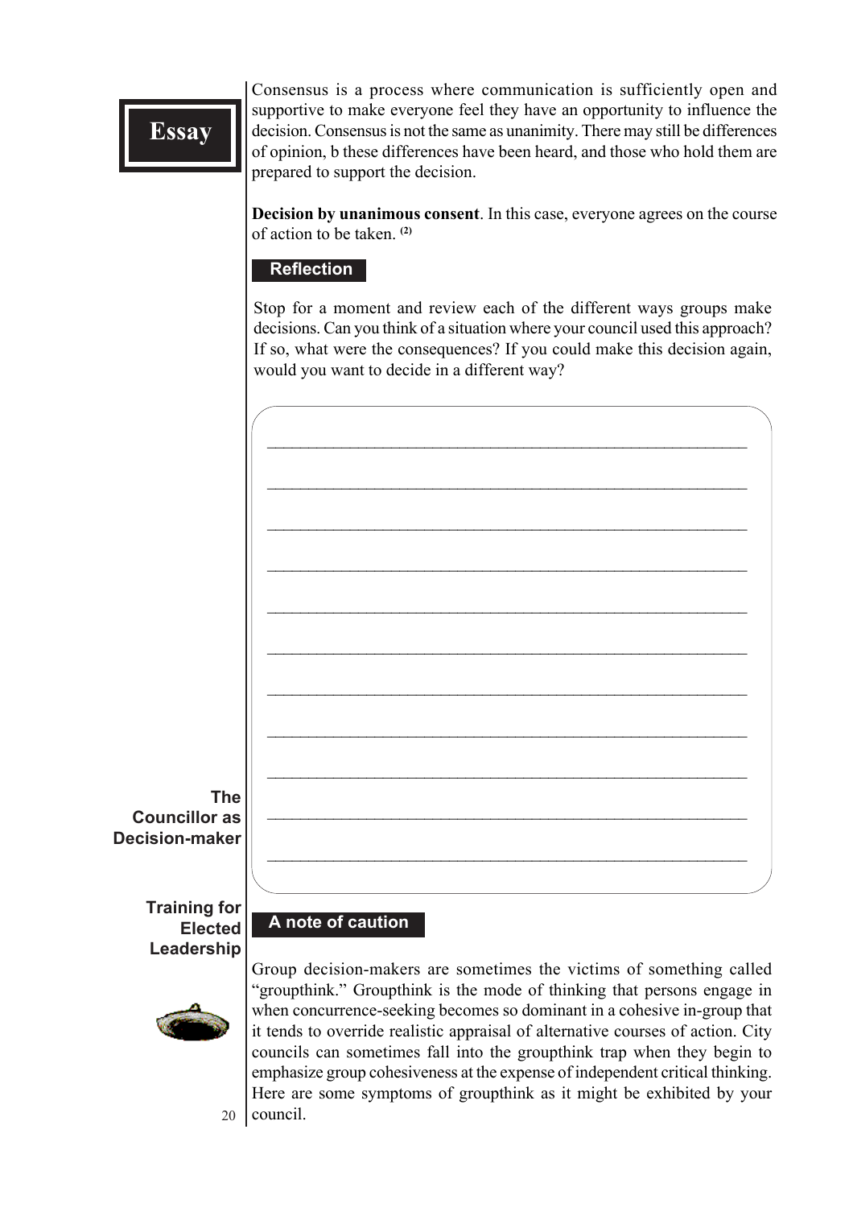Consensus is a process where communication is sufficiently open and supportive to make everyone feel they have an opportunity to influence the decision. Consensus is not the same as unanimity. There may still be differences of opinion, b these differences have been heard, and those who hold them are prepared to support the decision.

**Decision by unanimous consent**. In this case, everyone agrees on the course of action to be taken. [2]

**Reflection**

Stop for a moment and review each of the different ways groups make decisions. Can you think of a situation where your council used this approach? If so, what were the consequences? If you could make this decision again, would you want to decide in a different way?

______________________________________________________________

______________________________________________________________

______________________________________________________________

______________________________________________________________

______________________________________________________________

______________________________________________________________

______________________________________________________________

______________________________________________________________

______________________________________________________________

______________________________________________________________

______________________________________________________________

**A note of caution**

Group decision-makers are sometimes the victims of something called "groupthink." Groupthink is the mode of thinking that persons engage in when concurrence-seeking becomes so dominant in a cohesive in-group that it tends to override realistic appraisal of alternative courses of action. City councils can sometimes fall into the groupthink trap when they begin to emphasize group cohesiveness at the expense of independent critical thinking. Here are some symptoms of groupthink as it might be exhibited by your council.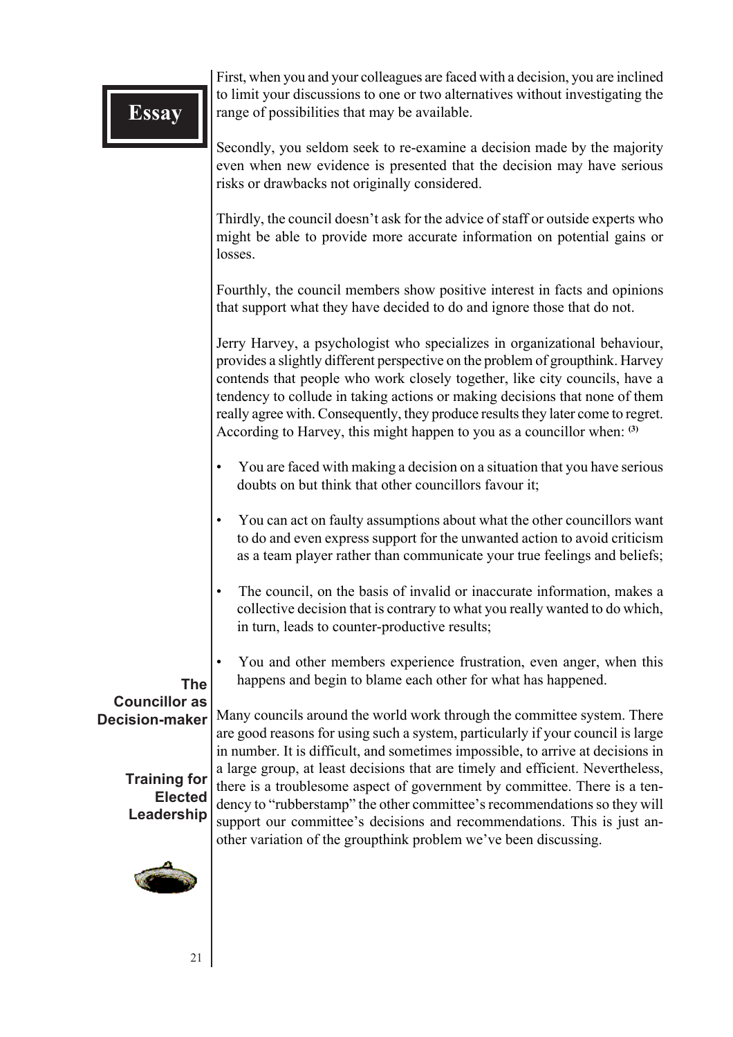First, when you and your colleagues are faced with a decision, you are inclined to limit your discussions to one or two alternatives without investigating the range of possibilities that may be available.

Secondly, you seldom seek to re-examine a decision made by the majority even when new evidence is presented that the decision may have serious risks or drawbacks not originally considered.

Thirdly, the council doesn't ask for the advice of staff or outside experts who might be able to provide more accurate information on potential gains or losses.

Fourthly, the council members show positive interest in facts and opinions that support what they have decided to do and ignore those that do not.

Jerry Harvey, a psychologist who specializes in organizational behaviour, provides a slightly different perspective on the problem of groupthink. Harvey contends that people who work closely together, like city councils, have a tendency to collude in taking actions or making decisions that none of them really agree with. Consequently, they produce results they later come to regret. According to Harvey, this might happen to you as a councillor when: [3]

- You are faced with making a decision on a situation that you have serious doubts on but think that other councillors favour it;
- You can act on faulty assumptions about what the other councillors want to do and even express support for the unwanted action to avoid criticism as a team player rather than communicate your true feelings and beliefs;
- The council, on the basis of invalid or inaccurate information, makes a collective decision that is contrary to what you really wanted to do which, in turn, leads to counter-productive results;
- You and other members experience frustration, even anger, when this happens and begin to blame each other for what has happened.

Many councils around the world work through the committee system. There are good reasons for using such a system, particularly if your council is large in number. It is difficult, and sometimes impossible, to arrive at decisions in a large group, at least decisions that are timely and efficient. Nevertheless, there is a troublesome aspect of government by committee. There is a tendency to "rubberstamp" the other committee's recommendations so they will support our committee's decisions and recommendations. This is just another variation of the groupthink problem we've been discussing.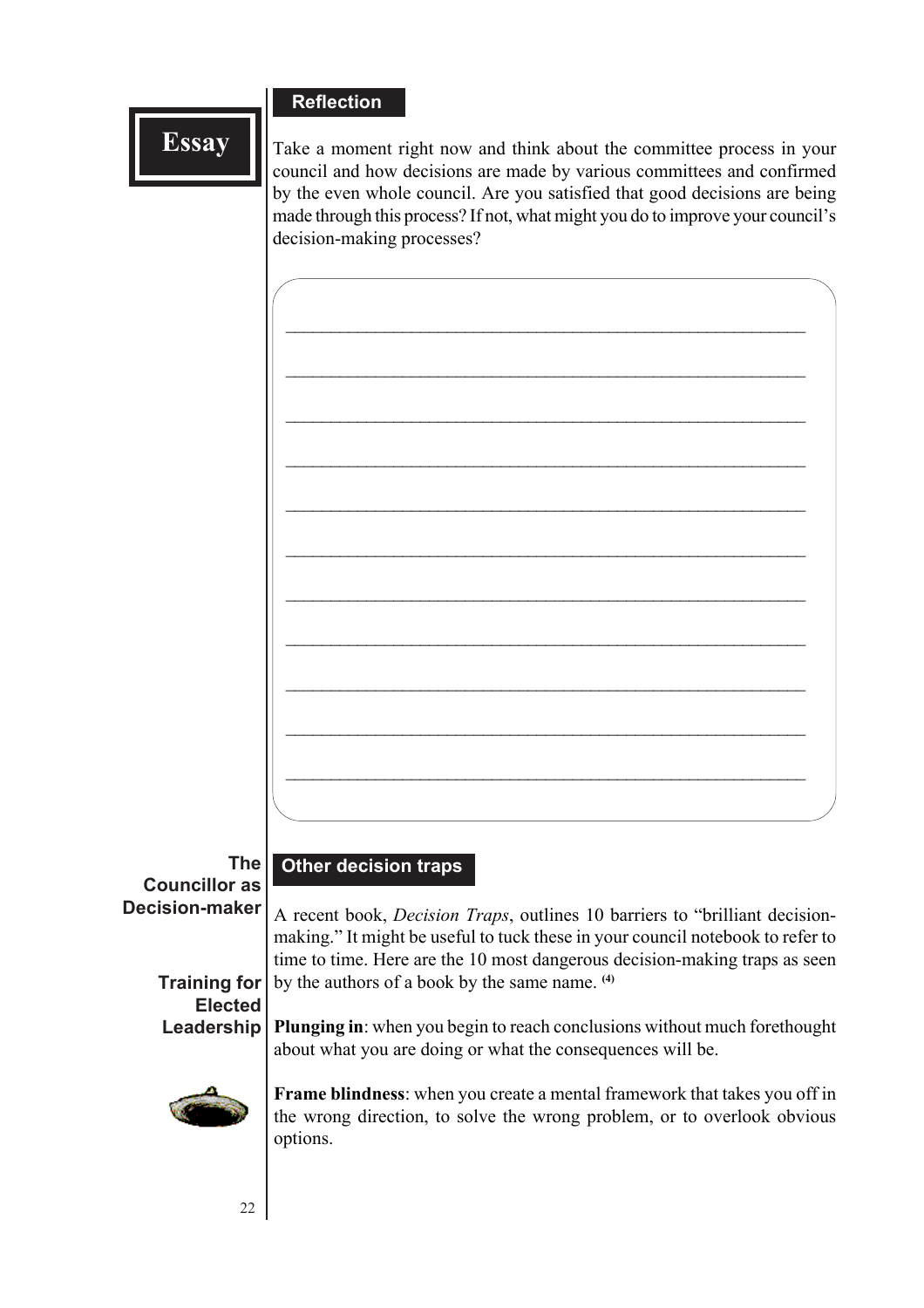**Essay**

## Reflection

Take a moment right now and think about the committee process in your council and how decisions are made by various committees and confirmed by the even whole council. Are you satisfied that good decisions are being made through this process? If not, what might you do to improve your council's decision-making processes?

___________________________________________________________

___________________________________________________________

___________________________________________________________

___________________________________________________________

___________________________________________________________

___________________________________________________________

___________________________________________________________

___________________________________________________________

___________________________________________________________

___________________________________________________________

___________________________________________________________

## Other decision traps

A recent book, *Decision Traps*, outlines 10 barriers to "brilliant decision-making." It might be useful to tuck these in your council notebook to refer to time to time. Here are the 10 most dangerous decision-making traps as seen by the authors of a book by the same name. [(4)]

**Plunging in**: when you begin to reach conclusions without much forethought about what you are doing or what the consequences will be.

**Frame blindness**: when you create a mental framework that takes you off in the wrong direction, to solve the wrong problem, or to overlook obvious options.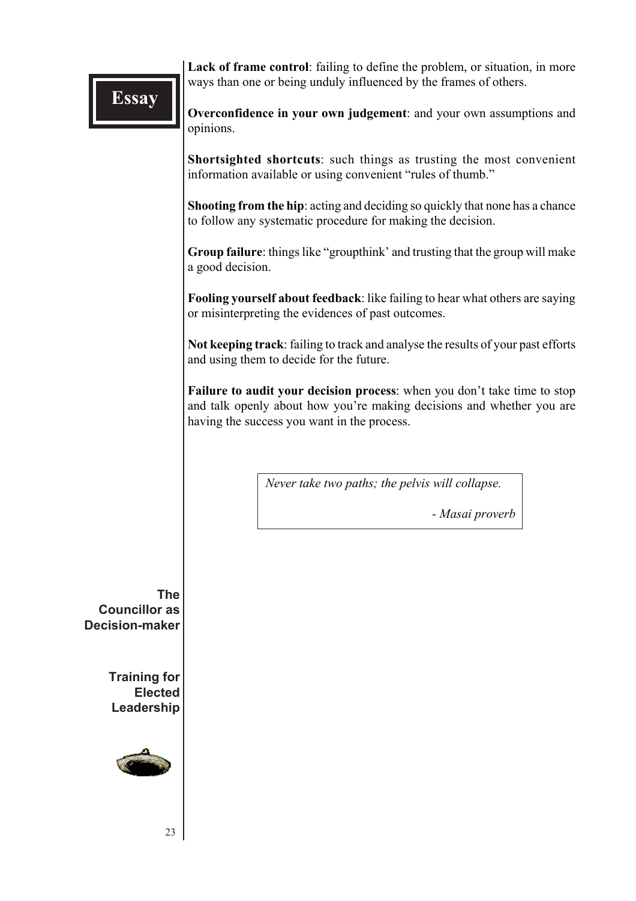**Lack of frame control**: failing to define the problem, or situation, in more ways than one or being unduly influenced by the frames of others.

**Overconfidence in your own judgement**: and your own assumptions and opinions.

**Shortsighted shortcuts**: such things as trusting the most convenient information available or using convenient "rules of thumb."

**Shooting from the hip**: acting and deciding so quickly that none has a chance to follow any systematic procedure for making the decision.

**Group failure**: things like "groupthink' and trusting that the group will make a good decision.

**Fooling yourself about feedback**: like failing to hear what others are saying or misinterpreting the evidences of past outcomes.

**Not keeping track**: failing to track and analyse the results of your past efforts and using them to decide for the future.

**Failure to audit your decision process**: when you don't take time to stop and talk openly about how you're making decisions and whether you are having the success you want in the process.

> *Never take two paths; the pelvis will collapse.*
>
> *- Masai proverb*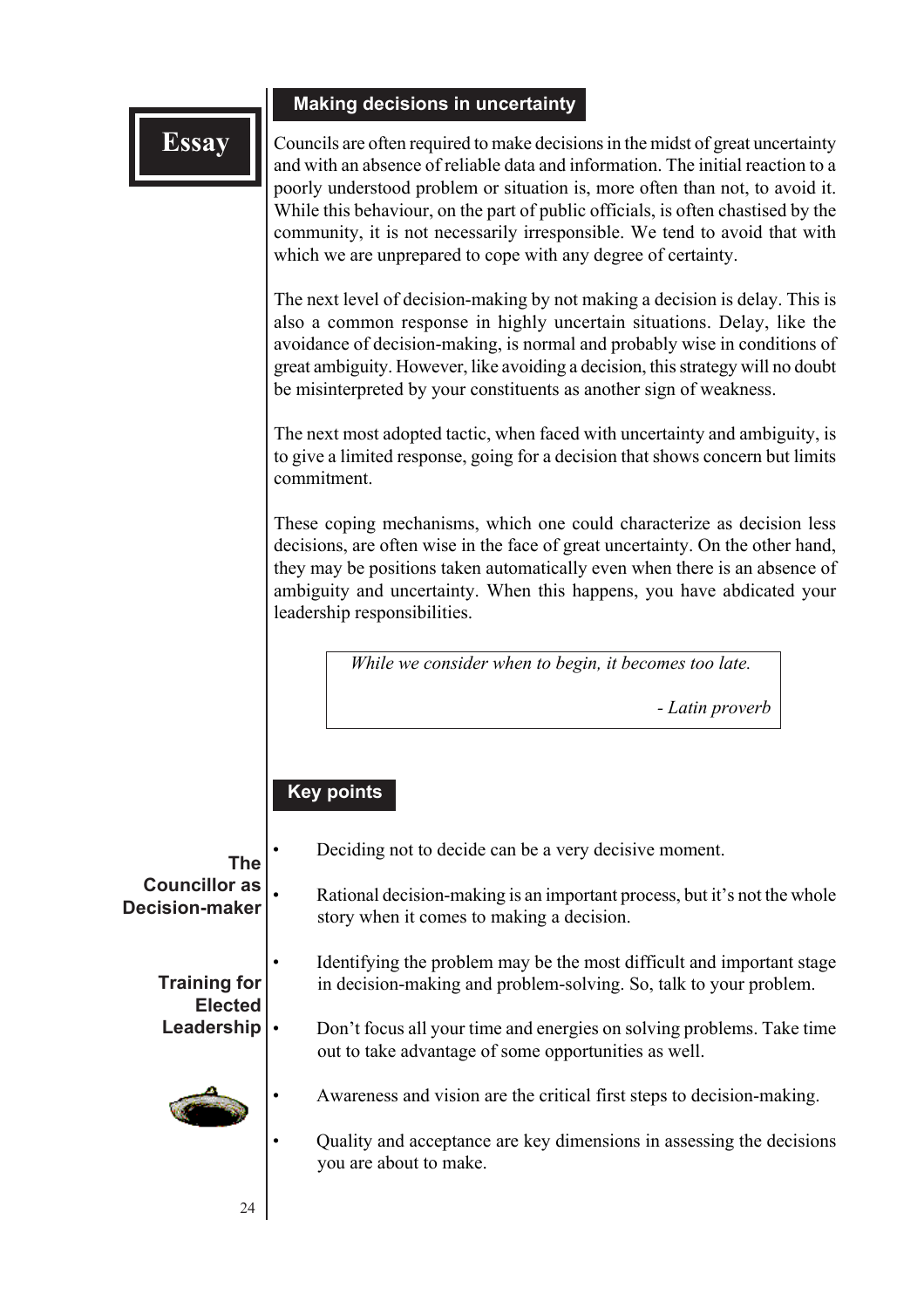**Essay**

## Making decisions in uncertainty

Councils are often required to make decisions in the midst of great uncertainty and with an absence of reliable data and information. The initial reaction to a poorly understood problem or situation is, more often than not, to avoid it. While this behaviour, on the part of public officials, is often chastised by the community, it is not necessarily irresponsible. We tend to avoid that with which we are unprepared to cope with any degree of certainty.

The next level of decision-making by not making a decision is delay. This is also a common response in highly uncertain situations. Delay, like the avoidance of decision-making, is normal and probably wise in conditions of great ambiguity. However, like avoiding a decision, this strategy will no doubt be misinterpreted by your constituents as another sign of weakness.

The next most adopted tactic, when faced with uncertainty and ambiguity, is to give a limited response, going for a decision that shows concern but limits commitment.

These coping mechanisms, which one could characterize as decision less decisions, are often wise in the face of great uncertainty. On the other hand, they may be positions taken automatically even when there is an absence of ambiguity and uncertainty. When this happens, you have abdicated your leadership responsibilities.

> *While we consider when to begin, it becomes too late.*
>
> *- Latin proverb*

## Key points

- Deciding not to decide can be a very decisive moment.
- Rational decision-making is an important process, but it's not the whole story when it comes to making a decision.
- Identifying the problem may be the most difficult and important stage in decision-making and problem-solving. So, talk to your problem.
- Don't focus all your time and energies on solving problems. Take time out to take advantage of some opportunities as well.
- Awareness and vision are the critical first steps to decision-making.
- Quality and acceptance are key dimensions in assessing the decisions you are about to make.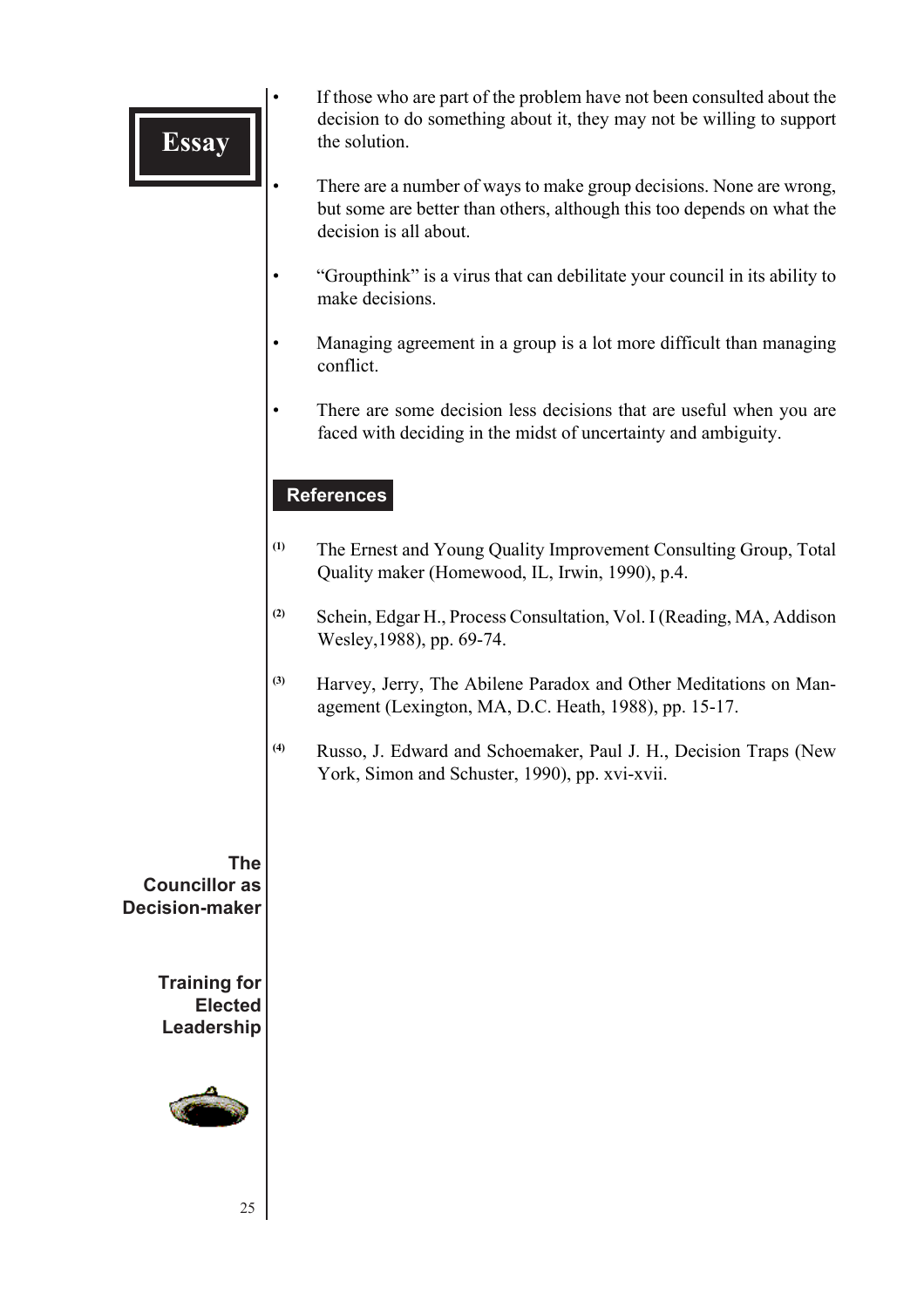- If those who are part of the problem have not been consulted about the decision to do something about it, they may not be willing to support the solution.

- There are a number of ways to make group decisions. None are wrong, but some are better than others, although this too depends on what the decision is all about.

- "Groupthink" is a virus that can debilitate your council in its ability to make decisions.

- Managing agreement in a group is a lot more difficult than managing conflict.

- There are some decision less decisions that are useful when you are faced with deciding in the midst of uncertainty and ambiguity.

## References

[1] The Ernest and Young Quality Improvement Consulting Group, Total Quality maker (Homewood, IL, Irwin, 1990), p.4.

[2] Schein, Edgar H., Process Consultation, Vol. I (Reading, MA, Addison Wesley,1988), pp. 69-74.

[3] Harvey, Jerry, The Abilene Paradox and Other Meditations on Management (Lexington, MA, D.C. Heath, 1988), pp. 15-17.

[4] Russo, J. Edward and Schoemaker, Paul J. H., Decision Traps (New York, Simon and Schuster, 1990), pp. xvi-xvii.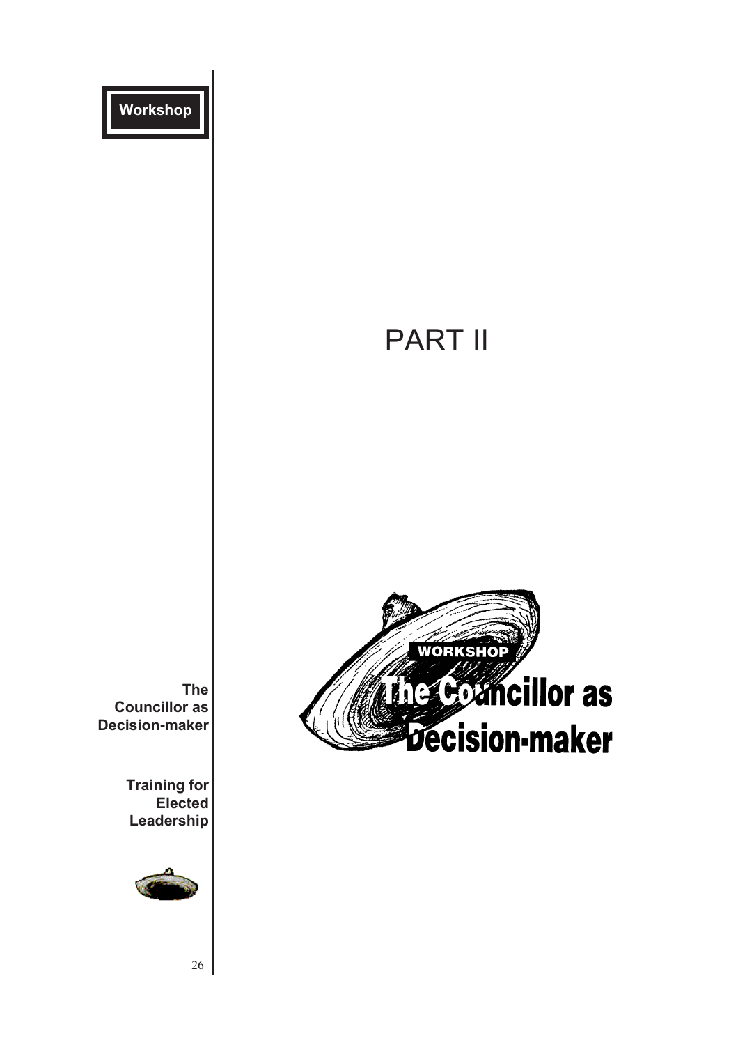# PART II

WORKSHOP

## The Councillor as Decision-maker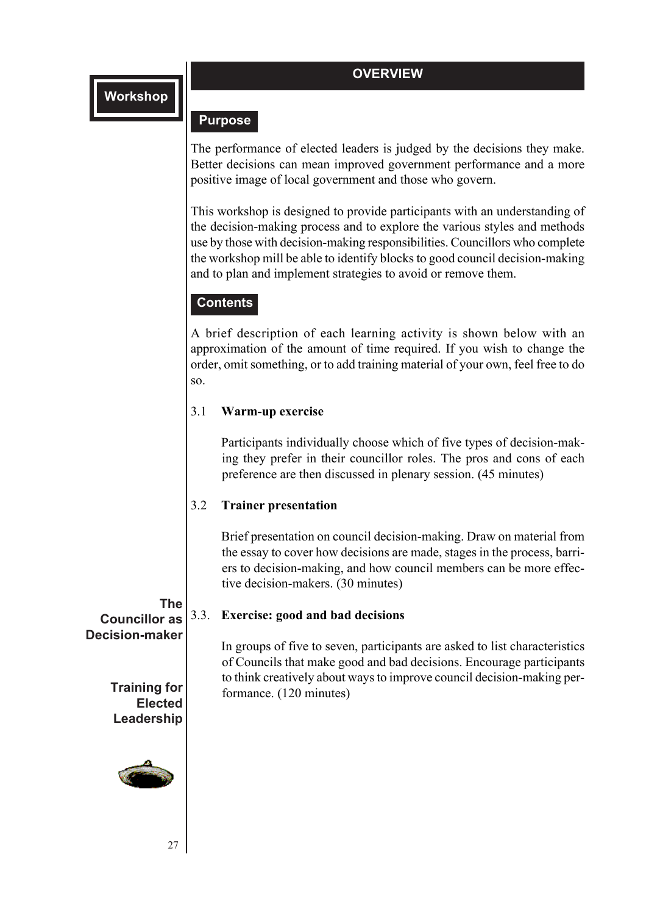## OVERVIEW

### Purpose

The performance of elected leaders is judged by the decisions they make. Better decisions can mean improved government performance and a more positive image of local government and those who govern.

This workshop is designed to provide participants with an understanding of the decision-making process and to explore the various styles and methods use by those with decision-making responsibilities. Councillors who complete the workshop mill be able to identify blocks to good council decision-making and to plan and implement strategies to avoid or remove them.

### Contents

A brief description of each learning activity is shown below with an approximation of the amount of time required. If you wish to change the order, omit something, or to add training material of your own, feel free to do so.

3.1 **Warm-up exercise**

Participants individually choose which of five types of decision-making they prefer in their councillor roles. The pros and cons of each preference are then discussed in plenary session. (45 minutes)

3.2 **Trainer presentation**

Brief presentation on council decision-making. Draw on material from the essay to cover how decisions are made, stages in the process, barriers to decision-making, and how council members can be more effective decision-makers. (30 minutes)

3.3. **Exercise: good and bad decisions**

In groups of five to seven, participants are asked to list characteristics of Councils that make good and bad decisions. Encourage participants to think creatively about ways to improve council decision-making performance. (120 minutes)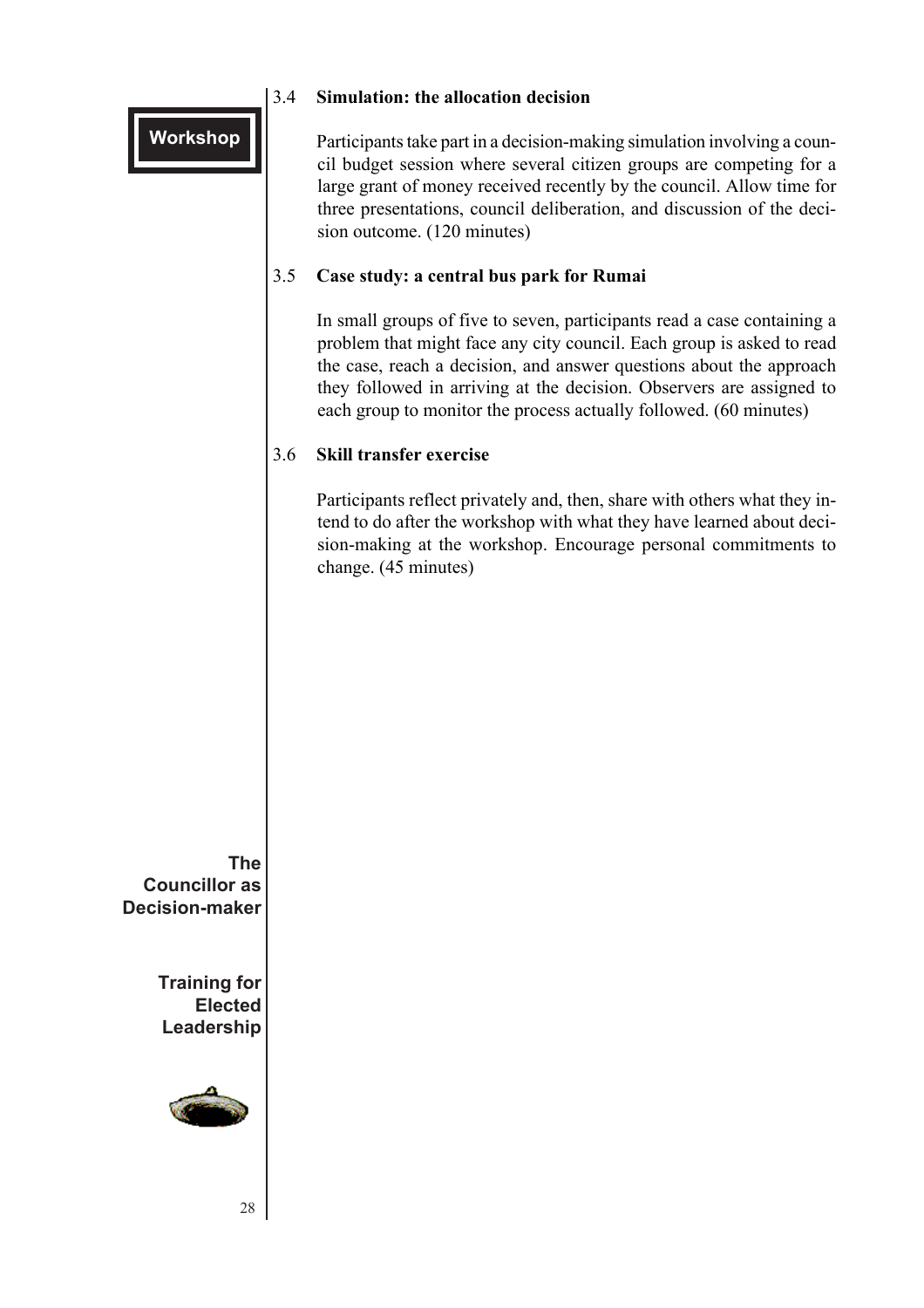### 3.4 Simulation: the allocation decision

Participants take part in a decision-making simulation involving a council budget session where several citizen groups are competing for a large grant of money received recently by the council. Allow time for three presentations, council deliberation, and discussion of the decision outcome. (120 minutes)

### 3.5 Case study: a central bus park for Rumai

In small groups of five to seven, participants read a case containing a problem that might face any city council. Each group is asked to read the case, reach a decision, and answer questions about the approach they followed in arriving at the decision. Observers are assigned to each group to monitor the process actually followed. (60 minutes)

### 3.6 Skill transfer exercise

Participants reflect privately and, then, share with others what they intend to do after the workshop with what they have learned about decision-making at the workshop. Encourage personal commitments to change. (45 minutes)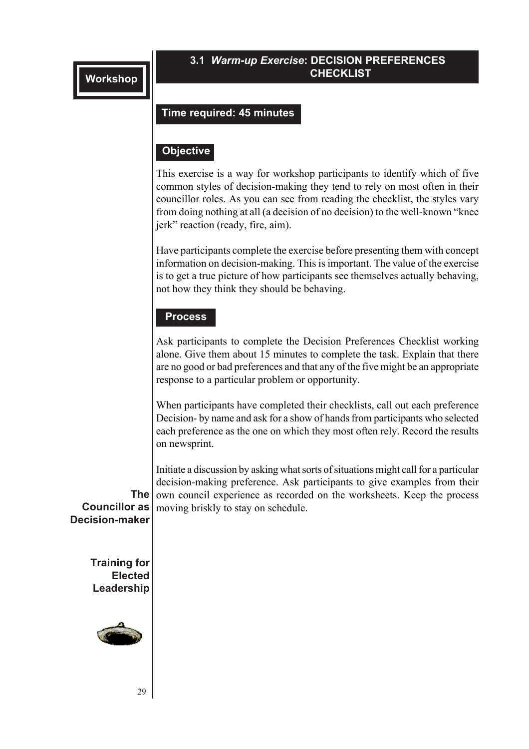## 3.1 *Warm-up Exercise*: DECISION PREFERENCES CHECKLIST

**Time required: 45 minutes**

### Objective

This exercise is a way for workshop participants to identify which of five common styles of decision-making they tend to rely on most often in their councillor roles. As you can see from reading the checklist, the styles vary from doing nothing at all (a decision of no decision) to the well-known "knee jerk" reaction (ready, fire, aim).

Have participants complete the exercise before presenting them with concept information on decision-making. This is important. The value of the exercise is to get a true picture of how participants see themselves actually behaving, not how they think they should be behaving.

### Process

Ask participants to complete the Decision Preferences Checklist working alone. Give them about 15 minutes to complete the task. Explain that there are no good or bad preferences and that any of the five might be an appropriate response to a particular problem or opportunity.

When participants have completed their checklists, call out each preference Decision- by name and ask for a show of hands from participants who selected each preference as the one on which they most often rely. Record the results on newsprint.

Initiate a discussion by asking what sorts of situations might call for a particular decision-making preference. Ask participants to give examples from their own council experience as recorded on the worksheets. Keep the process moving briskly to stay on schedule.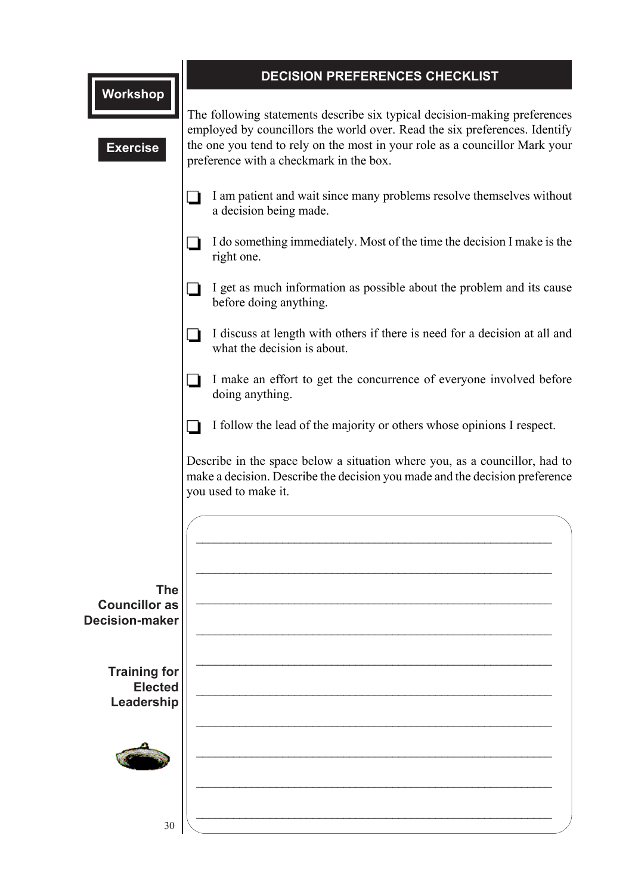Workshop

Exercise

## DECISION PREFERENCES CHECKLIST

The following statements describe six typical decision-making preferences employed by councillors the world over. Read the six preferences. Identify the one you tend to rely on the most in your role as a councillor Mark your preference with a checkmark in the box.

- ❑ I am patient and wait since many problems resolve themselves without a decision being made.
- ❑ I do something immediately. Most of the time the decision I make is the right one.
- ❑ I get as much information as possible about the problem and its cause before doing anything.
- ❑ I discuss at length with others if there is need for a decision at all and what the decision is about.
- ❑ I make an effort to get the concurrence of everyone involved before doing anything.
- ❑ I follow the lead of the majority or others whose opinions I respect.

Describe in the space below a situation where you, as a councillor, had to make a decision. Describe the decision you made and the decision preference you used to make it.

________________________________________________________________

________________________________________________________________

________________________________________________________________

________________________________________________________________

________________________________________________________________

________________________________________________________________

________________________________________________________________

________________________________________________________________

________________________________________________________________

________________________________________________________________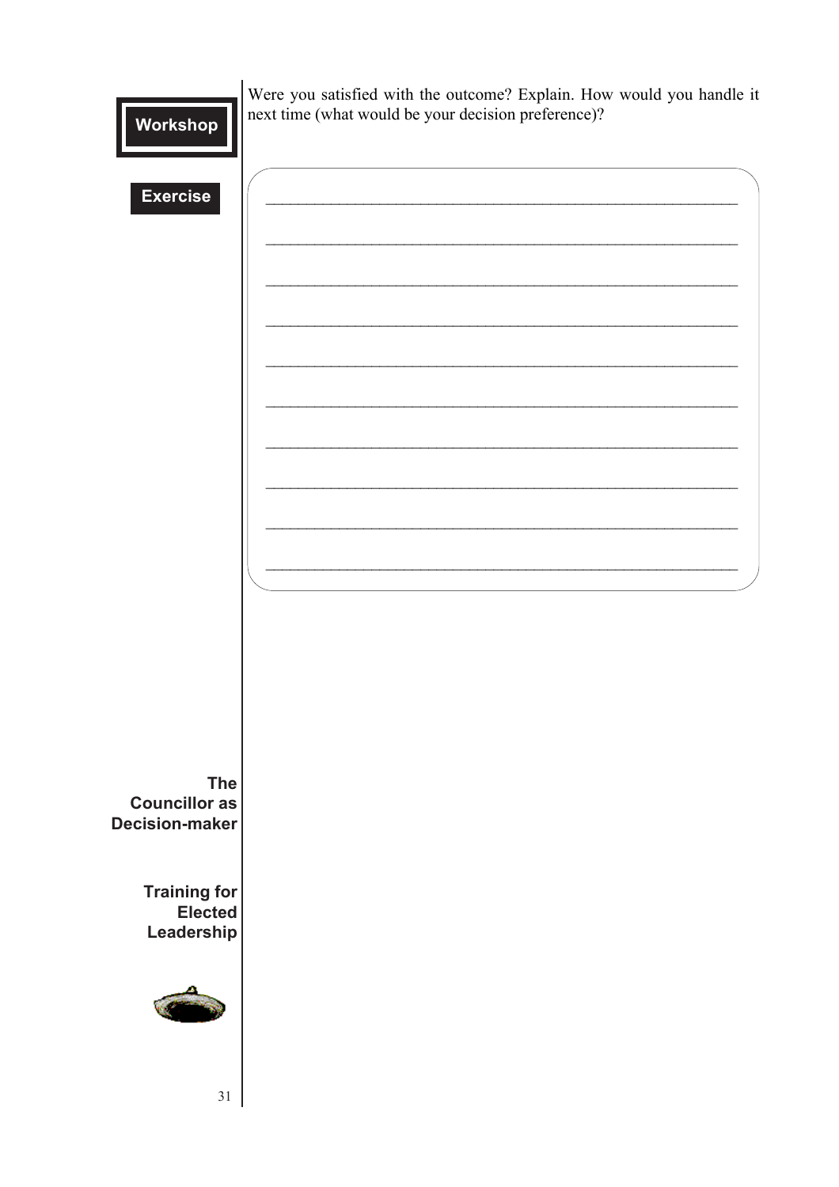**Workshop**

**Exercise**

Were you satisfied with the outcome? Explain. How would you handle it next time (what would be your decision preference)?

\_\_\_\_\_\_\_\_\_\_\_\_\_\_\_\_\_\_\_\_\_\_\_\_\_\_\_\_\_\_\_\_\_\_\_\_\_\_\_\_\_\_\_\_\_\_\_\_\_\_\_\_\_\_\_\_\_\_\_\_

\_\_\_\_\_\_\_\_\_\_\_\_\_\_\_\_\_\_\_\_\_\_\_\_\_\_\_\_\_\_\_\_\_\_\_\_\_\_\_\_\_\_\_\_\_\_\_\_\_\_\_\_\_\_\_\_\_\_\_\_

\_\_\_\_\_\_\_\_\_\_\_\_\_\_\_\_\_\_\_\_\_\_\_\_\_\_\_\_\_\_\_\_\_\_\_\_\_\_\_\_\_\_\_\_\_\_\_\_\_\_\_\_\_\_\_\_\_\_\_\_

\_\_\_\_\_\_\_\_\_\_\_\_\_\_\_\_\_\_\_\_\_\_\_\_\_\_\_\_\_\_\_\_\_\_\_\_\_\_\_\_\_\_\_\_\_\_\_\_\_\_\_\_\_\_\_\_\_\_\_\_

\_\_\_\_\_\_\_\_\_\_\_\_\_\_\_\_\_\_\_\_\_\_\_\_\_\_\_\_\_\_\_\_\_\_\_\_\_\_\_\_\_\_\_\_\_\_\_\_\_\_\_\_\_\_\_\_\_\_\_\_

\_\_\_\_\_\_\_\_\_\_\_\_\_\_\_\_\_\_\_\_\_\_\_\_\_\_\_\_\_\_\_\_\_\_\_\_\_\_\_\_\_\_\_\_\_\_\_\_\_\_\_\_\_\_\_\_\_\_\_\_

\_\_\_\_\_\_\_\_\_\_\_\_\_\_\_\_\_\_\_\_\_\_\_\_\_\_\_\_\_\_\_\_\_\_\_\_\_\_\_\_\_\_\_\_\_\_\_\_\_\_\_\_\_\_\_\_\_\_\_\_

\_\_\_\_\_\_\_\_\_\_\_\_\_\_\_\_\_\_\_\_\_\_\_\_\_\_\_\_\_\_\_\_\_\_\_\_\_\_\_\_\_\_\_\_\_\_\_\_\_\_\_\_\_\_\_\_\_\_\_\_

\_\_\_\_\_\_\_\_\_\_\_\_\_\_\_\_\_\_\_\_\_\_\_\_\_\_\_\_\_\_\_\_\_\_\_\_\_\_\_\_\_\_\_\_\_\_\_\_\_\_\_\_\_\_\_\_\_\_\_\_

\_\_\_\_\_\_\_\_\_\_\_\_\_\_\_\_\_\_\_\_\_\_\_\_\_\_\_\_\_\_\_\_\_\_\_\_\_\_\_\_\_\_\_\_\_\_\_\_\_\_\_\_\_\_\_\_\_\_\_\_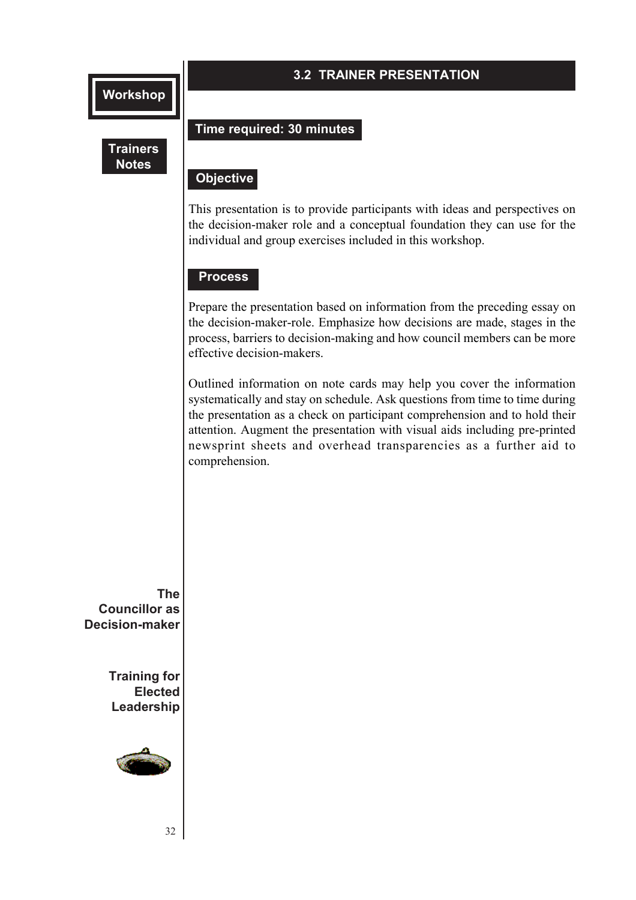Workshop

Trainers Notes

## 3.2 TRAINER PRESENTATION

**Time required: 30 minutes**

**Objective**

This presentation is to provide participants with ideas and perspectives on the decision-maker role and a conceptual foundation they can use for the individual and group exercises included in this workshop.

**Process**

Prepare the presentation based on information from the preceding essay on the decision-maker-role. Emphasize how decisions are made, stages in the process, barriers to decision-making and how council members can be more effective decision-makers.

Outlined information on note cards may help you cover the information systematically and stay on schedule. Ask questions from time to time during the presentation as a check on participant comprehension and to hold their attention. Augment the presentation with visual aids including pre-printed newsprint sheets and overhead transparencies as a further aid to comprehension.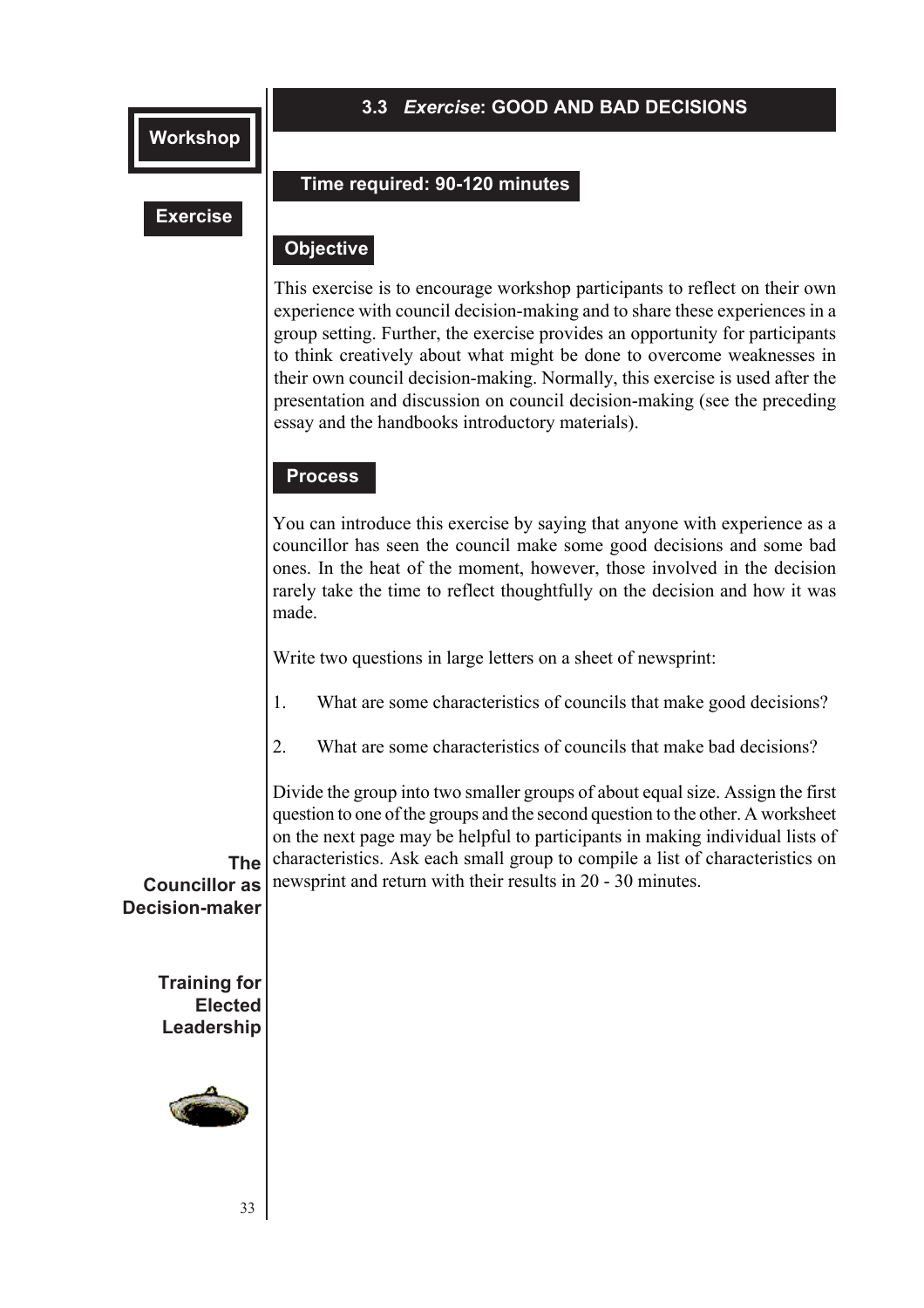## 3.3 *Exercise*: GOOD AND BAD DECISIONS

**Time required: 90-120 minutes**

### Objective

This exercise is to encourage workshop participants to reflect on their own experience with council decision-making and to share these experiences in a group setting. Further, the exercise provides an opportunity for participants to think creatively about what might be done to overcome weaknesses in their own council decision-making. Normally, this exercise is used after the presentation and discussion on council decision-making (see the preceding essay and the handbooks introductory materials).

### Process

You can introduce this exercise by saying that anyone with experience as a councillor has seen the council make some good decisions and some bad ones. In the heat of the moment, however, those involved in the decision rarely take the time to reflect thoughtfully on the decision and how it was made.

Write two questions in large letters on a sheet of newsprint:

1. What are some characteristics of councils that make good decisions?

2. What are some characteristics of councils that make bad decisions?

Divide the group into two smaller groups of about equal size. Assign the first question to one of the groups and the second question to the other. A worksheet on the next page may be helpful to participants in making individual lists of characteristics. Ask each small group to compile a list of characteristics on newsprint and return with their results in 20 - 30 minutes.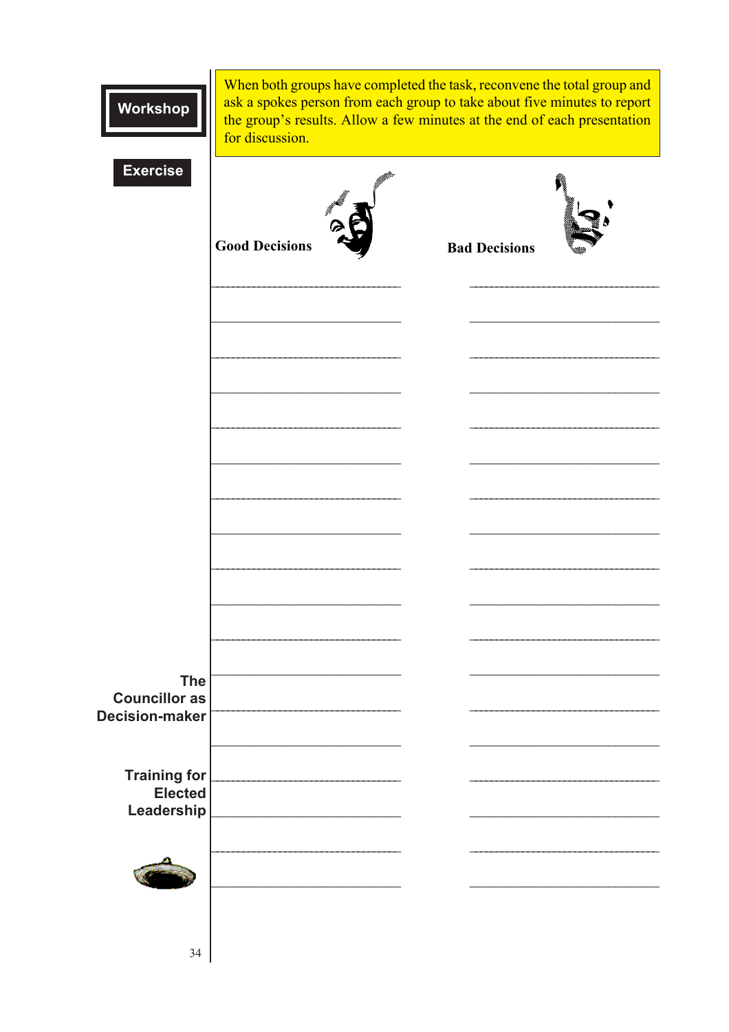**Workshop**

**Exercise**

When both groups have completed the task, reconvene the total group and ask a spokes person from each group to take about five minutes to report the group's results. Allow a few minutes at the end of each presentation for discussion.

| **Good Decisions** | **Bad Decisions** |
|---|---|
| | |
| | |
| | |
| | |
| | |
| | |
| | |
| | |
| | |
| | |
| | |
| | |
| | |
| | |
| | |
| | |
| | |
| | |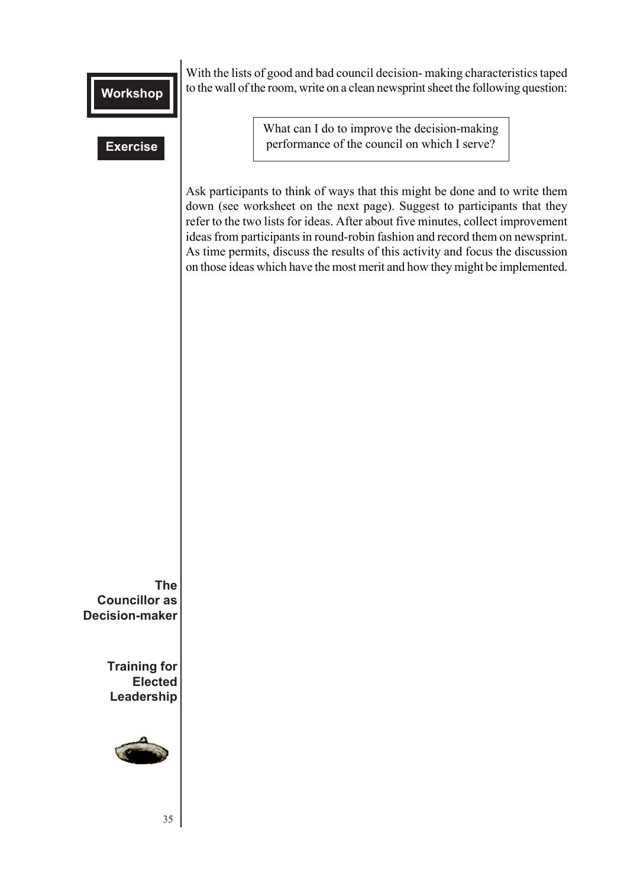**Workshop**

**Exercise**

With the lists of good and bad council decision- making characteristics taped to the wall of the room, write on a clean newsprint sheet the following question:

> What can I do to improve the decision-making performance of the council on which I serve?

Ask participants to think of ways that this might be done and to write them down (see worksheet on the next page). Suggest to participants that they refer to the two lists for ideas. After about five minutes, collect improvement ideas from participants in round-robin fashion and record them on newsprint. As time permits, discuss the results of this activity and focus the discussion on those ideas which have the most merit and how they might be implemented.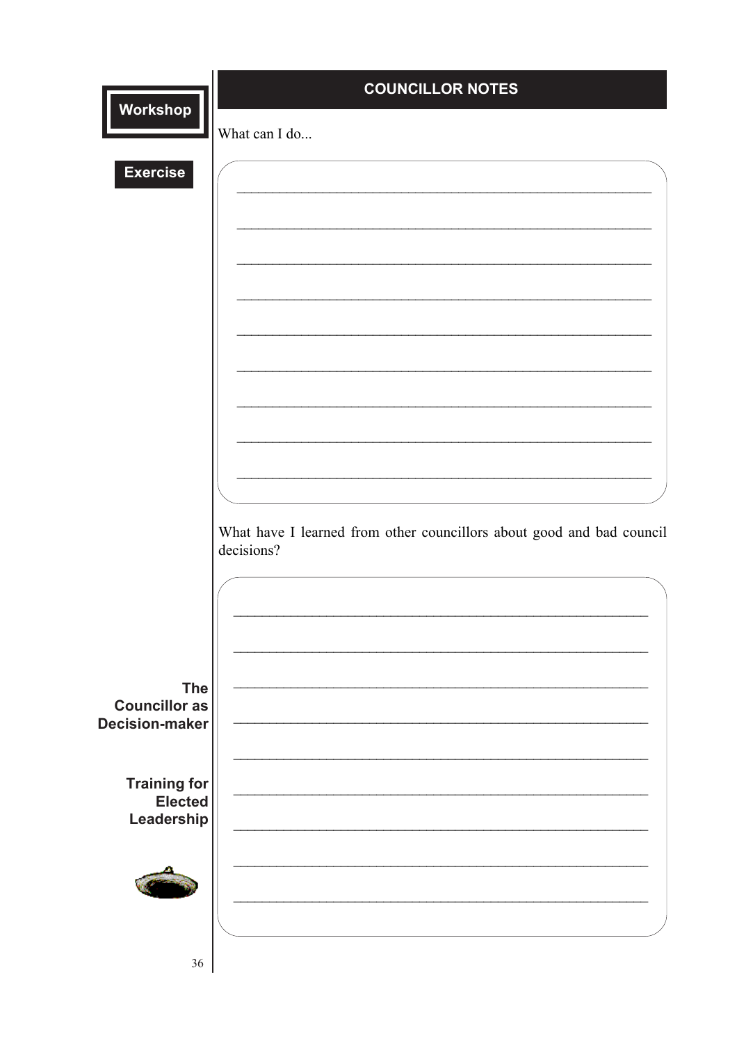**Workshop**

**Exercise**

## COUNCILLOR NOTES

What can I do...

_______________________________________________

_______________________________________________

_______________________________________________

_______________________________________________

_______________________________________________

_______________________________________________

_______________________________________________

_______________________________________________

_______________________________________________

What have I learned from other councillors about good and bad council decisions?

_______________________________________________

_______________________________________________

_______________________________________________

_______________________________________________

_______________________________________________

_______________________________________________

_______________________________________________

_______________________________________________

_______________________________________________

**The Councillor as Decision-maker**

**Training for Elected Leadership**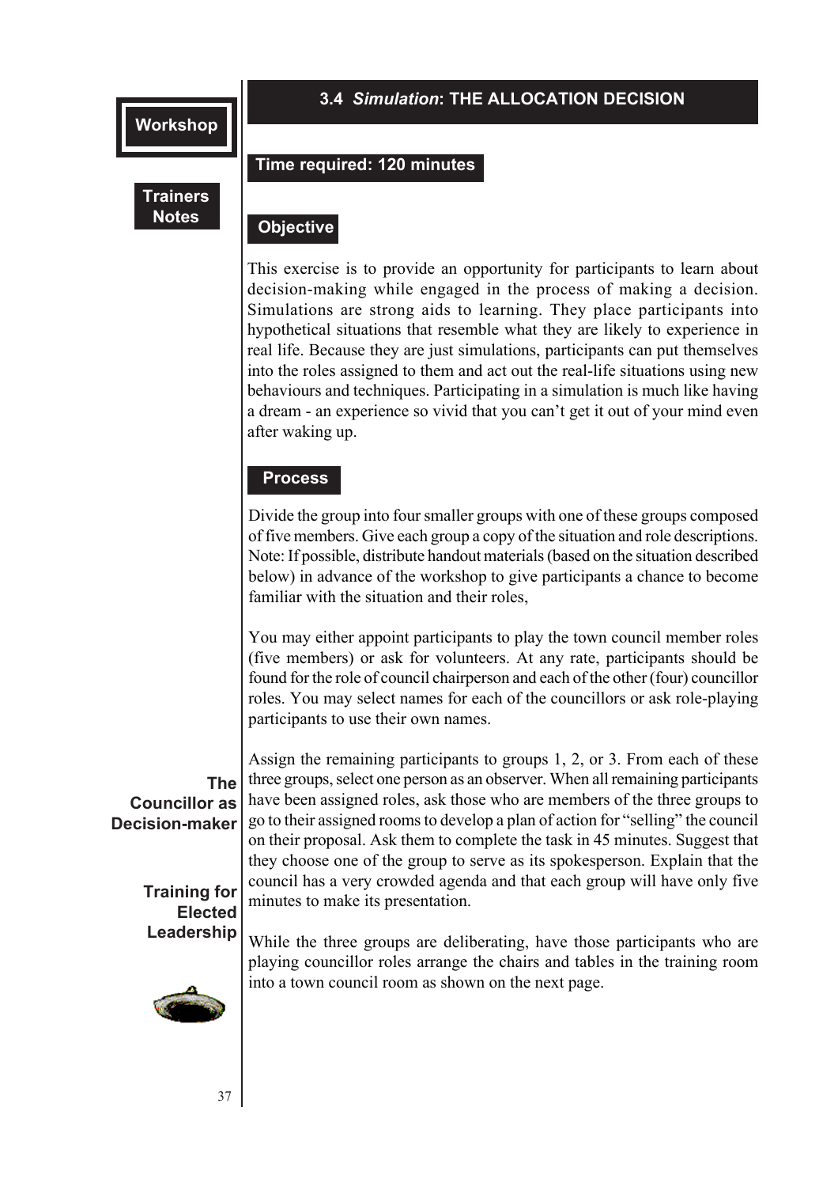## 3.4 *Simulation*: THE ALLOCATION DECISION

**Time required: 120 minutes**

### Objective

This exercise is to provide an opportunity for participants to learn about decision-making while engaged in the process of making a decision. Simulations are strong aids to learning. They place participants into hypothetical situations that resemble what they are likely to experience in real life. Because they are just simulations, participants can put themselves into the roles assigned to them and act out the real-life situations using new behaviours and techniques. Participating in a simulation is much like having a dream - an experience so vivid that you can't get it out of your mind even after waking up.

### Process

Divide the group into four smaller groups with one of these groups composed of five members. Give each group a copy of the situation and role descriptions. Note: If possible, distribute handout materials (based on the situation described below) in advance of the workshop to give participants a chance to become familiar with the situation and their roles,

You may either appoint participants to play the town council member roles (five members) or ask for volunteers. At any rate, participants should be found for the role of council chairperson and each of the other (four) councillor roles. You may select names for each of the councillors or ask role-playing participants to use their own names.

Assign the remaining participants to groups 1, 2, or 3. From each of these three groups, select one person as an observer. When all remaining participants have been assigned roles, ask those who are members of the three groups to go to their assigned rooms to develop a plan of action for "selling" the council on their proposal. Ask them to complete the task in 45 minutes. Suggest that they choose one of the group to serve as its spokesperson. Explain that the council has a very crowded agenda and that each group will have only five minutes to make its presentation.

While the three groups are deliberating, have those participants who are playing councillor roles arrange the chairs and tables in the training room into a town council room as shown on the next page.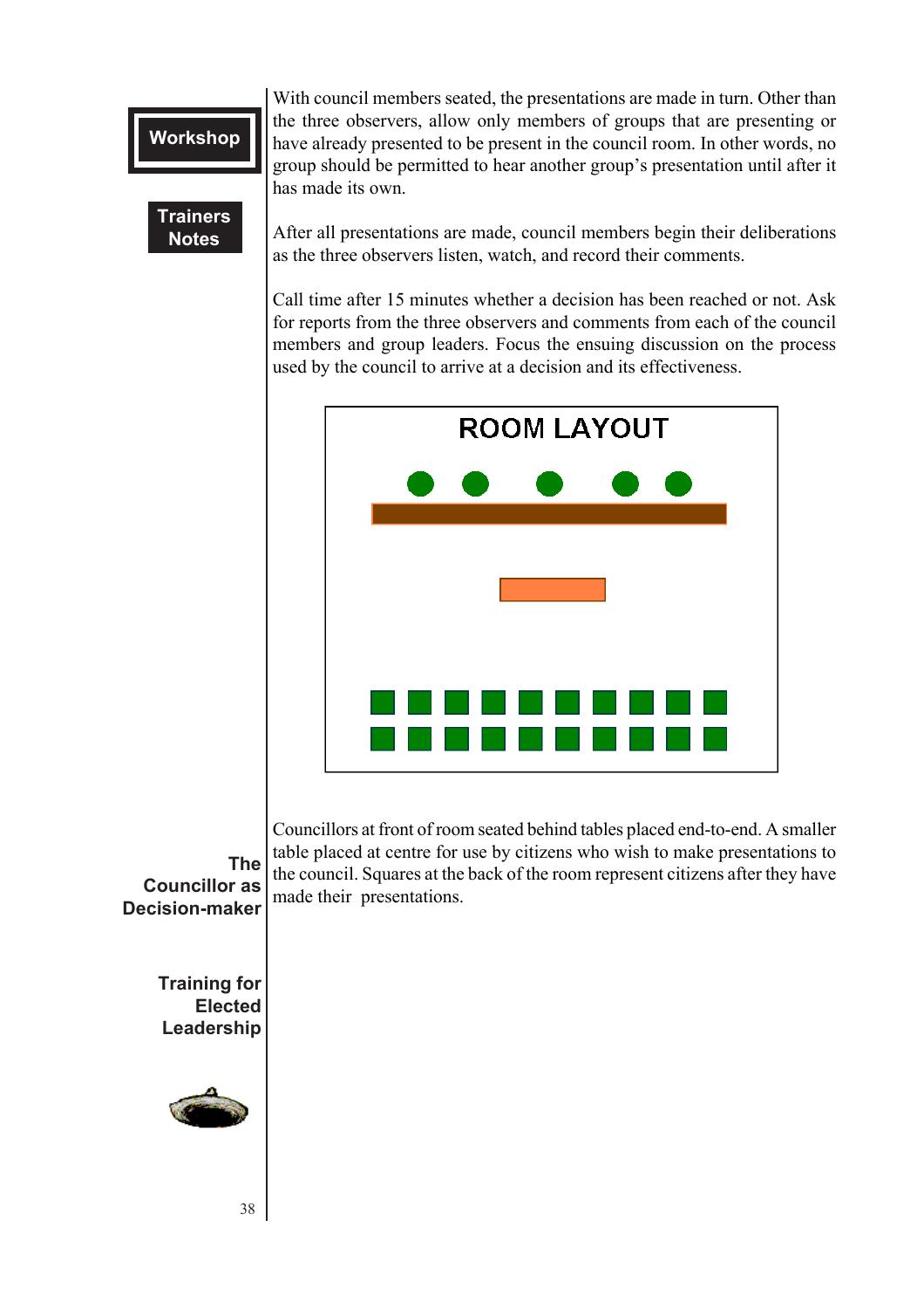With council members seated, the presentations are made in turn. Other than the three observers, allow only members of groups that are presenting or have already presented to be present in the council room. In other words, no group should be permitted to hear another group's presentation until after it has made its own.

After all presentations are made, council members begin their deliberations as the three observers listen, watch, and record their comments.

Call time after 15 minutes whether a decision has been reached or not. Ask for reports from the three observers and comments from each of the council members and group leaders. Focus the ensuing discussion on the process used by the council to arrive at a decision and its effectiveness.

ROOM LAYOUT

Councillors at front of room seated behind tables placed end-to-end. A smaller table placed at centre for use by citizens who wish to make presentations to the council. Squares at the back of the room represent citizens after they have made their presentations.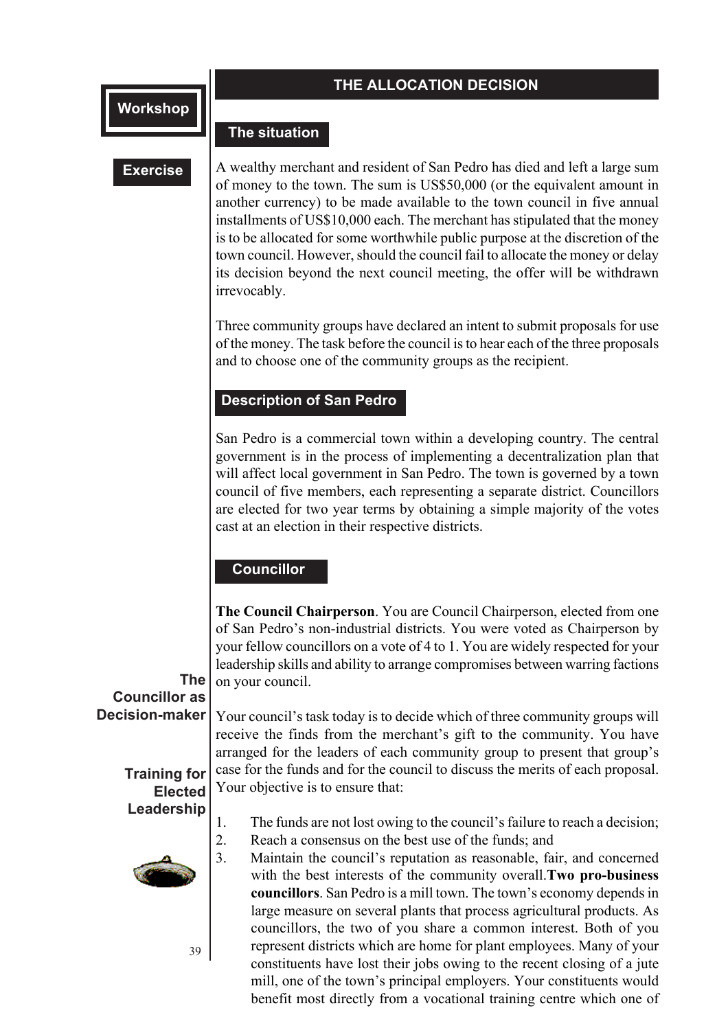## THE ALLOCATION DECISION

### The situation

A wealthy merchant and resident of San Pedro has died and left a large sum of money to the town. The sum is US$50,000 (or the equivalent amount in another currency) to be made available to the town council in five annual installments of US$10,000 each. The merchant has stipulated that the money is to be allocated for some worthwhile public purpose at the discretion of the town council. However, should the council fail to allocate the money or delay its decision beyond the next council meeting, the offer will be withdrawn irrevocably.

Three community groups have declared an intent to submit proposals for use of the money. The task before the council is to hear each of the three proposals and to choose one of the community groups as the recipient.

### Description of San Pedro

San Pedro is a commercial town within a developing country. The central government is in the process of implementing a decentralization plan that will affect local government in San Pedro. The town is governed by a town council of five members, each representing a separate district. Councillors are elected for two year terms by obtaining a simple majority of the votes cast at an election in their respective districts.

### Councillor

**The Council Chairperson**. You are Council Chairperson, elected from one of San Pedro's non-industrial districts. You were voted as Chairperson by your fellow councillors on a vote of 4 to 1. You are widely respected for your leadership skills and ability to arrange compromises between warring factions on your council.

Your council's task today is to decide which of three community groups will receive the finds from the merchant's gift to the community. You have arranged for the leaders of each community group to present that group's case for the funds and for the council to discuss the merits of each proposal. Your objective is to ensure that:

1. The funds are not lost owing to the council's failure to reach a decision;
2. Reach a consensus on the best use of the funds; and
3. Maintain the council's reputation as reasonable, fair, and concerned with the best interests of the community overall.**Two pro-business councillors**. San Pedro is a mill town. The town's economy depends in large measure on several plants that process agricultural products. As councillors, the two of you share a common interest. Both of you represent districts which are home for plant employees. Many of your constituents have lost their jobs owing to the recent closing of a jute mill, one of the town's principal employers. Your constituents would benefit most directly from a vocational training centre which one of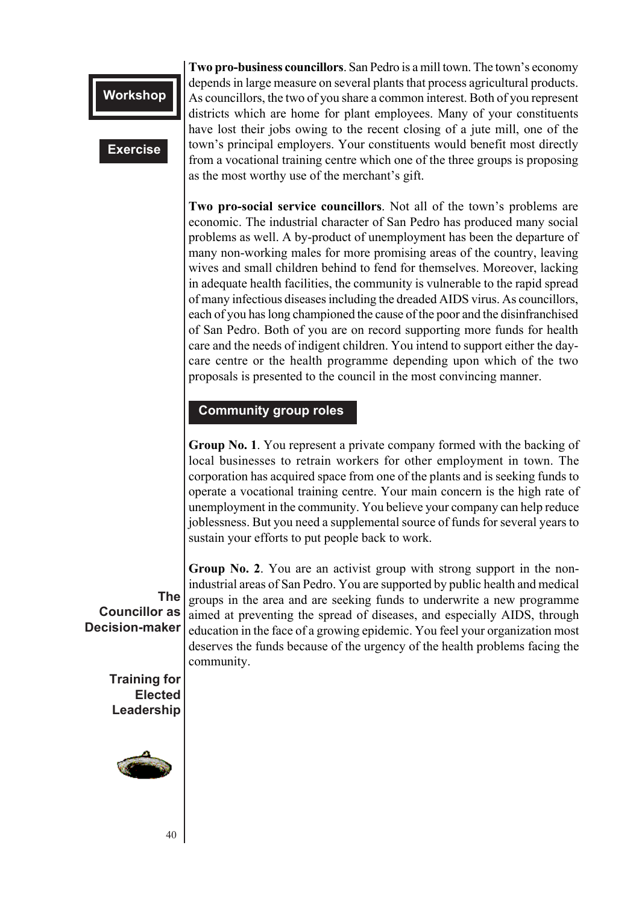**Two pro-business councillors**. San Pedro is a mill town. The town's economy depends in large measure on several plants that process agricultural products. As councillors, the two of you share a common interest. Both of you represent districts which are home for plant employees. Many of your constituents have lost their jobs owing to the recent closing of a jute mill, one of the town's principal employers. Your constituents would benefit most directly from a vocational training centre which one of the three groups is proposing as the most worthy use of the merchant's gift.

**Two pro-social service councillors**. Not all of the town's problems are economic. The industrial character of San Pedro has produced many social problems as well. A by-product of unemployment has been the departure of many non-working males for more promising areas of the country, leaving wives and small children behind to fend for themselves. Moreover, lacking in adequate health facilities, the community is vulnerable to the rapid spread of many infectious diseases including the dreaded AIDS virus. As councillors, each of you has long championed the cause of the poor and the disinfranchised of San Pedro. Both of you are on record supporting more funds for health care and the needs of indigent children. You intend to support either the day-care centre or the health programme depending upon which of the two proposals is presented to the council in the most convincing manner.

## Community group roles

**Group No. 1**. You represent a private company formed with the backing of local businesses to retrain workers for other employment in town. The corporation has acquired space from one of the plants and is seeking funds to operate a vocational training centre. Your main concern is the high rate of unemployment in the community. You believe your company can help reduce joblessness. But you need a supplemental source of funds for several years to sustain your efforts to put people back to work.

**Group No. 2**. You are an activist group with strong support in the non-industrial areas of San Pedro. You are supported by public health and medical groups in the area and are seeking funds to underwrite a new programme aimed at preventing the spread of diseases, and especially AIDS, through education in the face of a growing epidemic. You feel your organization most deserves the funds because of the urgency of the health problems facing the community.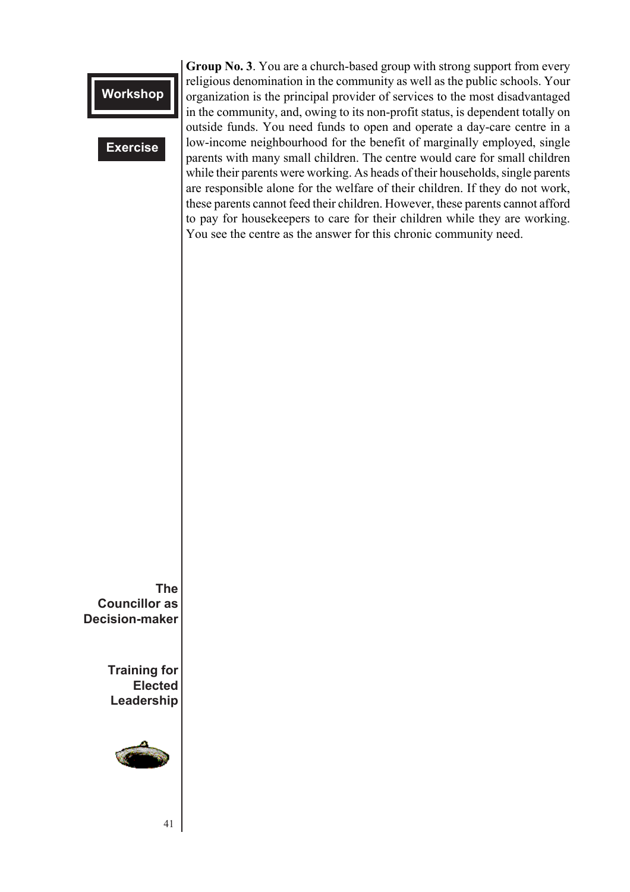**Group No. 3**. You are a church-based group with strong support from every religious denomination in the community as well as the public schools. Your organization is the principal provider of services to the most disadvantaged in the community, and, owing to its non-profit status, is dependent totally on outside funds. You need funds to open and operate a day-care centre in a low-income neighbourhood for the benefit of marginally employed, single parents with many small children. The centre would care for small children while their parents were working. As heads of their households, single parents are responsible alone for the welfare of their children. If they do not work, these parents cannot feed their children. However, these parents cannot afford to pay for housekeepers to care for their children while they are working. You see the centre as the answer for this chronic community need.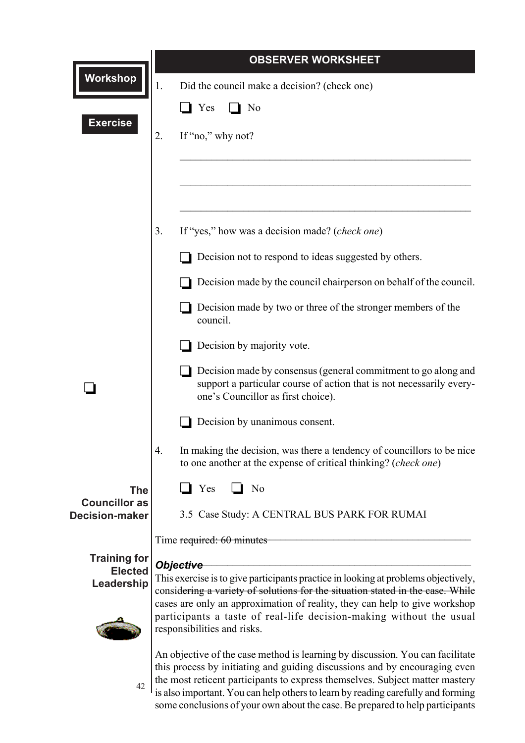## OBSERVER WORKSHEET

1. Did the council make a decision? (check one)

   ❑ Yes ❑ No

2. If "no," why not?

   \_\_\_\_\_\_\_\_\_\_\_\_\_\_\_\_\_\_\_\_\_\_\_\_\_\_\_\_\_\_\_\_\_\_\_\_\_\_\_\_\_\_\_\_\_\_\_\_\_\_\_\_

   \_\_\_\_\_\_\_\_\_\_\_\_\_\_\_\_\_\_\_\_\_\_\_\_\_\_\_\_\_\_\_\_\_\_\_\_\_\_\_\_\_\_\_\_\_\_\_\_\_\_\_\_

   \_\_\_\_\_\_\_\_\_\_\_\_\_\_\_\_\_\_\_\_\_\_\_\_\_\_\_\_\_\_\_\_\_\_\_\_\_\_\_\_\_\_\_\_\_\_\_\_\_\_\_\_

3. If "yes," how was a decision made? (*check one*)

   ❑ Decision not to respond to ideas suggested by others.

   ❑ Decision made by the council chairperson on behalf of the council.

   ❑ Decision made by two or three of the stronger members of the council.

   ❑ Decision by majority vote.

   ❑ Decision made by consensus (general commitment to go along and support a particular course of action that is not necessarily everyone's Councillor as first choice).

   ❑ Decision by unanimous consent.

4. In making the decision, was there a tendency of councillors to be nice to one another at the expense of critical thinking? (*check one*)

   ❑ Yes ❑ No

## 3.5 Case Study: A CENTRAL BUS PARK FOR RUMAI

Time required: 60 minutes

### *Objective*

This exercise is to give participants practice in looking at problems objectively, considering a variety of solutions for the situation stated in the case. While cases are only an approximation of reality, they can help to give workshop participants a taste of real-life decision-making without the usual responsibilities and risks.

An objective of the case method is learning by discussion. You can facilitate this process by initiating and guiding discussions and by encouraging even the most reticent participants to express themselves. Subject matter mastery is also important. You can help others to learn by reading carefully and forming some conclusions of your own about the case. Be prepared to help participants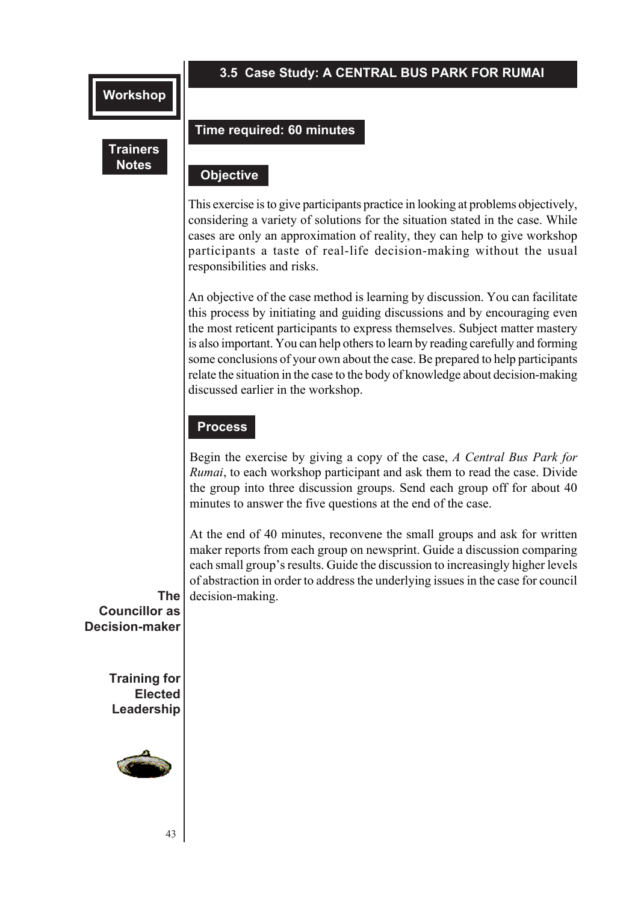## 3.5 Case Study: A CENTRAL BUS PARK FOR RUMAI

**Workshop**

**Trainers Notes**

### Time required: 60 minutes

### Objective

This exercise is to give participants practice in looking at problems objectively, considering a variety of solutions for the situation stated in the case. While cases are only an approximation of reality, they can help to give workshop participants a taste of real-life decision-making without the usual responsibilities and risks.

An objective of the case method is learning by discussion. You can facilitate this process by initiating and guiding discussions and by encouraging even the most reticent participants to express themselves. Subject matter mastery is also important. You can help others to learn by reading carefully and forming some conclusions of your own about the case. Be prepared to help participants relate the situation in the case to the body of knowledge about decision-making discussed earlier in the workshop.

### Process

Begin the exercise by giving a copy of the case, *A Central Bus Park for Rumai*, to each workshop participant and ask them to read the case. Divide the group into three discussion groups. Send each group off for about 40 minutes to answer the five questions at the end of the case.

At the end of 40 minutes, reconvene the small groups and ask for written maker reports from each group on newsprint. Guide a discussion comparing each small group's results. Guide the discussion to increasingly higher levels of abstraction in order to address the underlying issues in the case for council decision-making.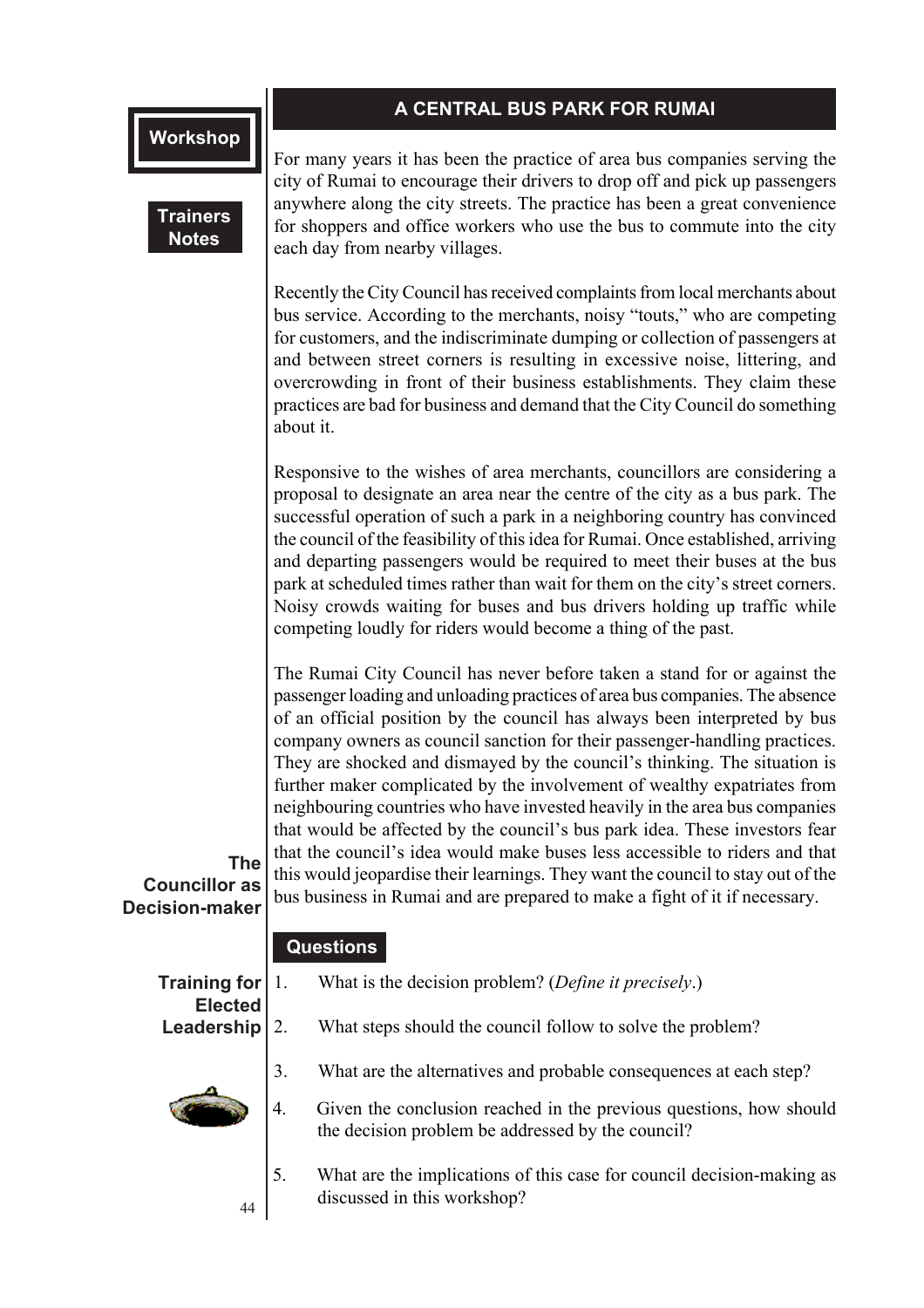## A CENTRAL BUS PARK FOR RUMAI

For many years it has been the practice of area bus companies serving the city of Rumai to encourage their drivers to drop off and pick up passengers anywhere along the city streets. The practice has been a great convenience for shoppers and office workers who use the bus to commute into the city each day from nearby villages.

Recently the City Council has received complaints from local merchants about bus service. According to the merchants, noisy "touts," who are competing for customers, and the indiscriminate dumping or collection of passengers at and between street corners is resulting in excessive noise, littering, and overcrowding in front of their business establishments. They claim these practices are bad for business and demand that the City Council do something about it.

Responsive to the wishes of area merchants, councillors are considering a proposal to designate an area near the centre of the city as a bus park. The successful operation of such a park in a neighboring country has convinced the council of the feasibility of this idea for Rumai. Once established, arriving and departing passengers would be required to meet their buses at the bus park at scheduled times rather than wait for them on the city's street corners. Noisy crowds waiting for buses and bus drivers holding up traffic while competing loudly for riders would become a thing of the past.

The Rumai City Council has never before taken a stand for or against the passenger loading and unloading practices of area bus companies. The absence of an official position by the council has always been interpreted by bus company owners as council sanction for their passenger-handling practices. They are shocked and dismayed by the council's thinking. The situation is further maker complicated by the involvement of wealthy expatriates from neighbouring countries who have invested heavily in the area bus companies that would be affected by the council's bus park idea. These investors fear that the council's idea would make buses less accessible to riders and that this would jeopardise their learnings. They want the council to stay out of the bus business in Rumai and are prepared to make a fight of it if necessary.

### Questions

1. What is the decision problem? (*Define it precisely*.)
2. What steps should the council follow to solve the problem?
3. What are the alternatives and probable consequences at each step?
4. Given the conclusion reached in the previous questions, how should the decision problem be addressed by the council?
5. What are the implications of this case for council decision-making as discussed in this workshop?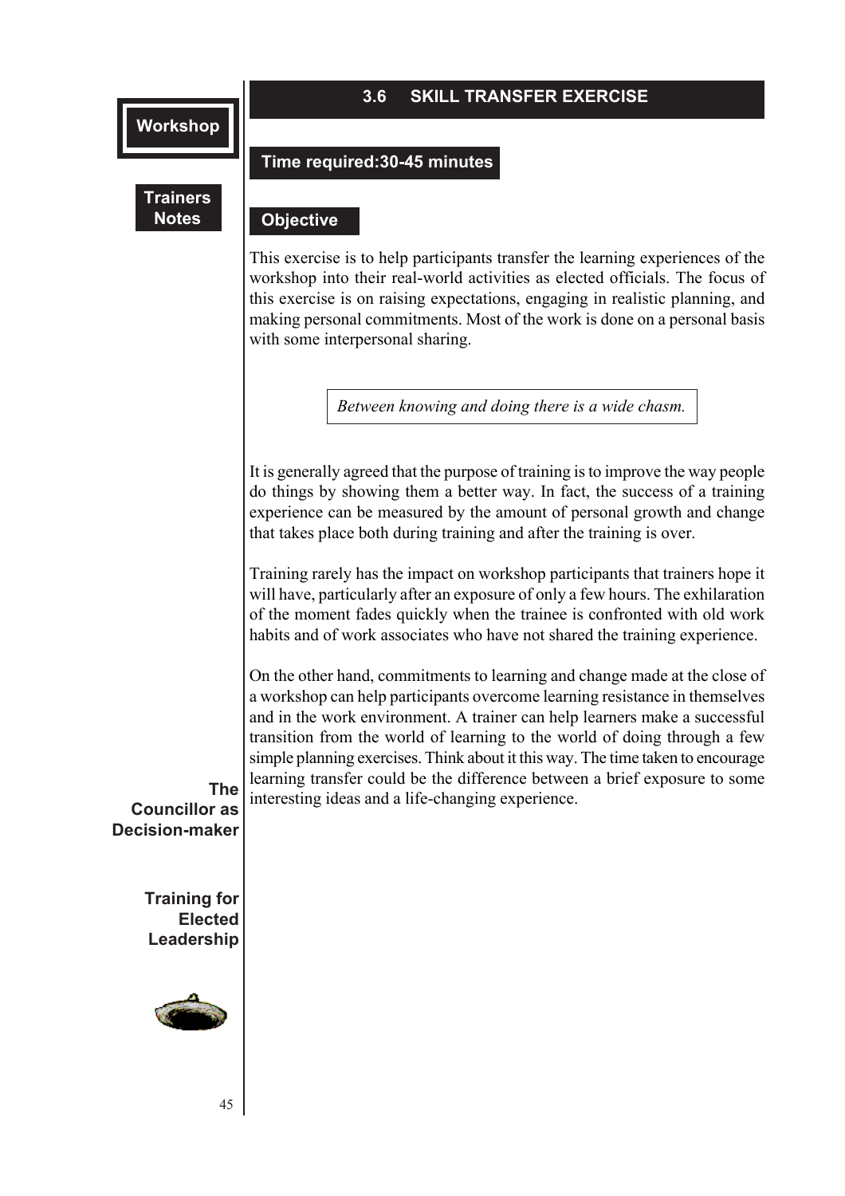## 3.6 SKILL TRANSFER EXERCISE

**Time required:30-45 minutes**

**Objective**

This exercise is to help participants transfer the learning experiences of the workshop into their real-world activities as elected officials. The focus of this exercise is on raising expectations, engaging in realistic planning, and making personal commitments. Most of the work is done on a personal basis with some interpersonal sharing.

*Between knowing and doing there is a wide chasm.*

It is generally agreed that the purpose of training is to improve the way people do things by showing them a better way. In fact, the success of a training experience can be measured by the amount of personal growth and change that takes place both during training and after the training is over.

Training rarely has the impact on workshop participants that trainers hope it will have, particularly after an exposure of only a few hours. The exhilaration of the moment fades quickly when the trainee is confronted with old work habits and of work associates who have not shared the training experience.

On the other hand, commitments to learning and change made at the close of a workshop can help participants overcome learning resistance in themselves and in the work environment. A trainer can help learners make a successful transition from the world of learning to the world of doing through a few simple planning exercises. Think about it this way. The time taken to encourage learning transfer could be the difference between a brief exposure to some interesting ideas and a life-changing experience.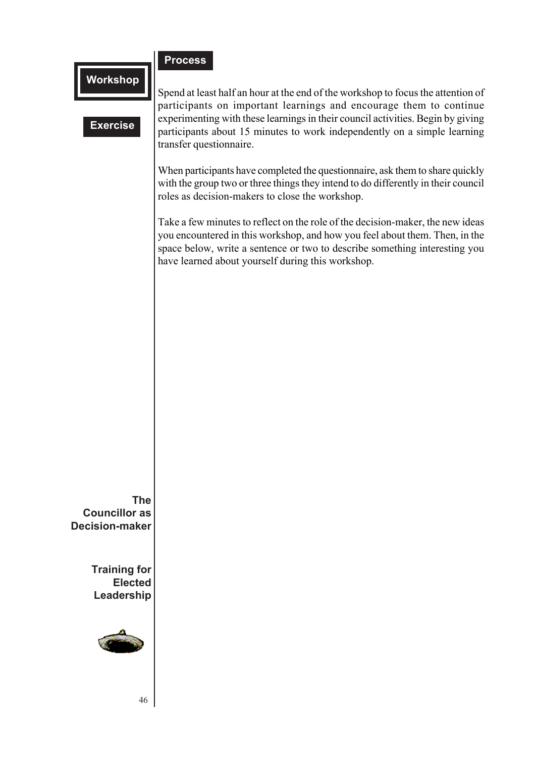**Workshop**

**Exercise**

## Process

Spend at least half an hour at the end of the workshop to focus the attention of participants on important learnings and encourage them to continue experimenting with these learnings in their council activities. Begin by giving participants about 15 minutes to work independently on a simple learning transfer questionnaire.

When participants have completed the questionnaire, ask them to share quickly with the group two or three things they intend to do differently in their council roles as decision-makers to close the workshop.

Take a few minutes to reflect on the role of the decision-maker, the new ideas you encountered in this workshop, and how you feel about them. Then, in the space below, write a sentence or two to describe something interesting you have learned about yourself during this workshop.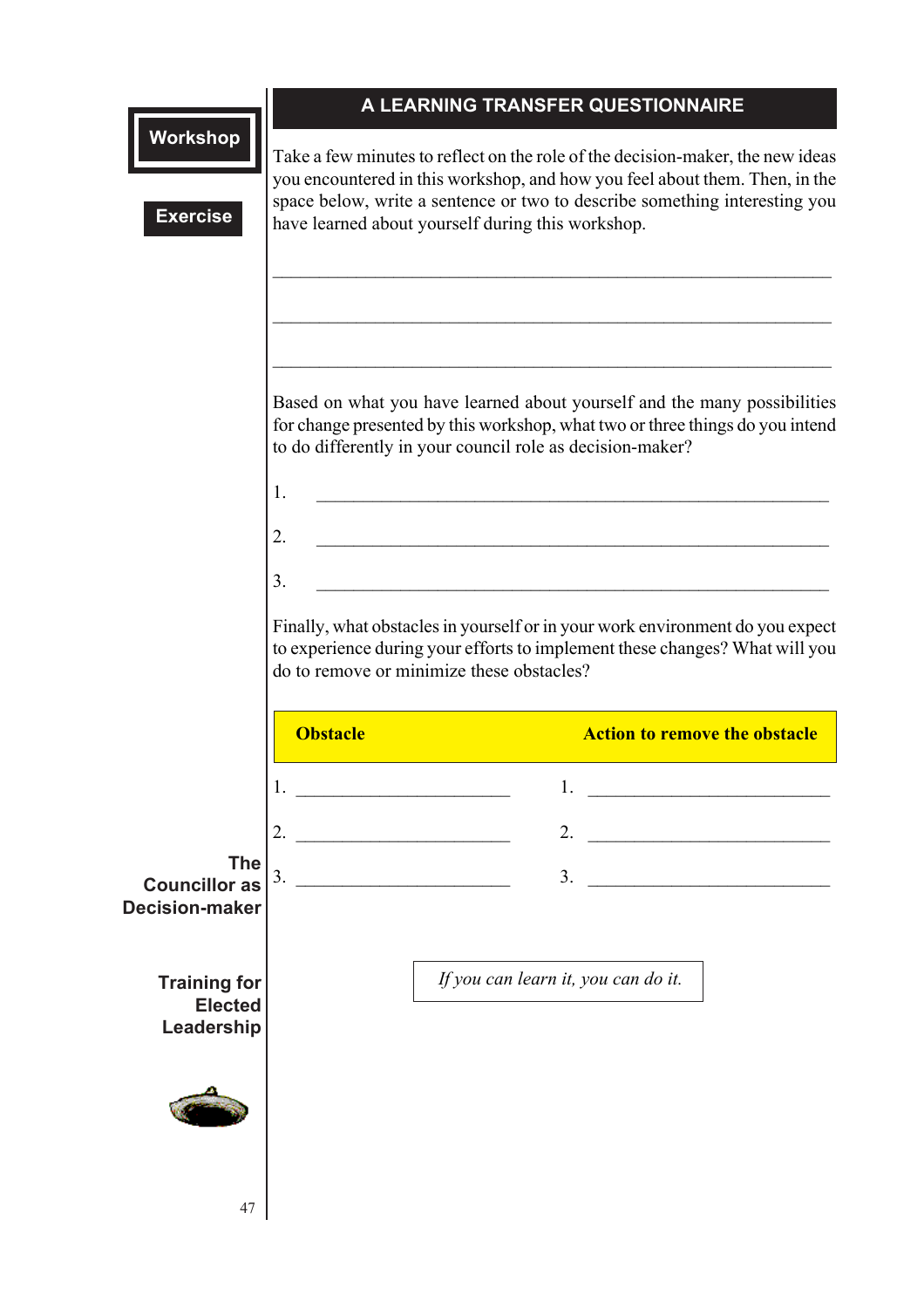Workshop

Exercise

## A LEARNING TRANSFER QUESTIONNAIRE

Take a few minutes to reflect on the role of the decision-maker, the new ideas you encountered in this workshop, and how you feel about them. Then, in the space below, write a sentence or two to describe something interesting you have learned about yourself during this workshop.

\_\_\_\_\_\_\_\_\_\_\_\_\_\_\_\_\_\_\_\_\_\_\_\_\_\_\_\_\_\_\_\_\_\_\_\_\_\_\_\_\_\_\_\_\_\_\_\_\_\_\_\_\_\_\_\_\_\_

\_\_\_\_\_\_\_\_\_\_\_\_\_\_\_\_\_\_\_\_\_\_\_\_\_\_\_\_\_\_\_\_\_\_\_\_\_\_\_\_\_\_\_\_\_\_\_\_\_\_\_\_\_\_\_\_\_\_

\_\_\_\_\_\_\_\_\_\_\_\_\_\_\_\_\_\_\_\_\_\_\_\_\_\_\_\_\_\_\_\_\_\_\_\_\_\_\_\_\_\_\_\_\_\_\_\_\_\_\_\_\_\_\_\_\_\_

Based on what you have learned about yourself and the many possibilities for change presented by this workshop, what two or three things do you intend to do differently in your council role as decision-maker?

1. \_\_\_\_\_\_\_\_\_\_\_\_\_\_\_\_\_\_\_\_\_\_\_\_\_\_\_\_\_\_\_\_\_\_\_\_\_\_\_\_\_\_\_\_\_\_\_\_\_\_\_\_

2. \_\_\_\_\_\_\_\_\_\_\_\_\_\_\_\_\_\_\_\_\_\_\_\_\_\_\_\_\_\_\_\_\_\_\_\_\_\_\_\_\_\_\_\_\_\_\_\_\_\_\_\_

3. \_\_\_\_\_\_\_\_\_\_\_\_\_\_\_\_\_\_\_\_\_\_\_\_\_\_\_\_\_\_\_\_\_\_\_\_\_\_\_\_\_\_\_\_\_\_\_\_\_\_\_\_

Finally, what obstacles in yourself or in your work environment do you expect to experience during your efforts to implement these changes? What will you do to remove or minimize these obstacles?

| Obstacle | Action to remove the obstacle |
|---|---|
| 1. \_\_\_\_\_\_\_\_\_\_\_\_\_\_\_\_\_\_\_\_ | 1. \_\_\_\_\_\_\_\_\_\_\_\_\_\_\_\_\_\_\_\_\_\_\_\_ |
| 2. \_\_\_\_\_\_\_\_\_\_\_\_\_\_\_\_\_\_\_\_ | 2. \_\_\_\_\_\_\_\_\_\_\_\_\_\_\_\_\_\_\_\_\_\_\_\_ |
| 3. \_\_\_\_\_\_\_\_\_\_\_\_\_\_\_\_\_\_\_\_ | 3. \_\_\_\_\_\_\_\_\_\_\_\_\_\_\_\_\_\_\_\_\_\_\_\_ |

*If you can learn it, you can do it.*

**The Councillor as Decision-maker**

**Training for Elected Leadership**